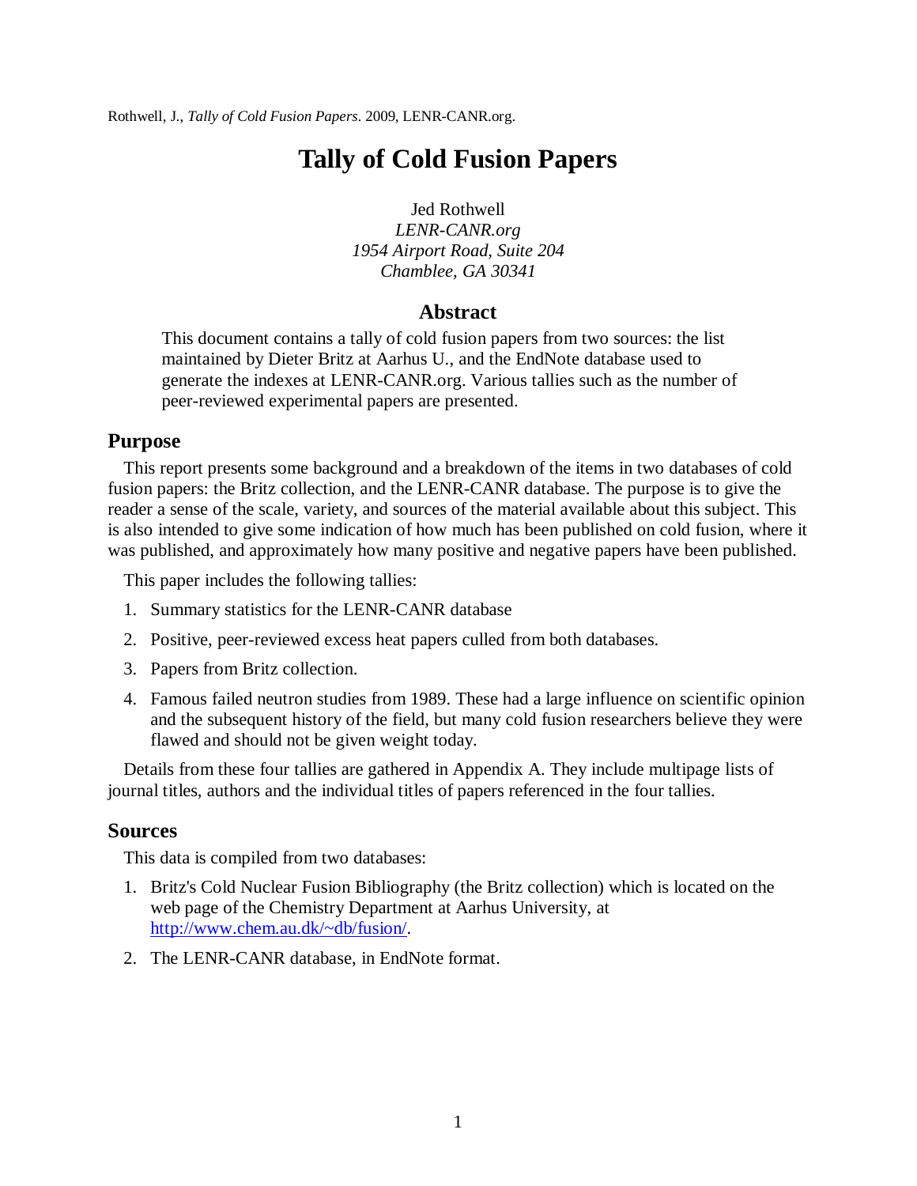Rothwell, J., *Tally of Cold Fusion Papers*. 2009, LENR-CANR.org.

# Tally of Cold Fusion Papers

Jed Rothwell
*LENR-CANR.org*
*1954 Airport Road, Suite 204*
*Chamblee, GA 30341*

## Abstract

This document contains a tally of cold fusion papers from two sources: the list maintained by Dieter Britz at Aarhus U., and the EndNote database used to generate the indexes at LENR-CANR.org. Various tallies such as the number of peer-reviewed experimental papers are presented.

## Purpose

This report presents some background and a breakdown of the items in two databases of cold fusion papers: the Britz collection, and the LENR-CANR database. The purpose is to give the reader a sense of the scale, variety, and sources of the material available about this subject. This is also intended to give some indication of how much has been published on cold fusion, where it was published, and approximately how many positive and negative papers have been published.

This paper includes the following tallies:

1. Summary statistics for the LENR-CANR database
2. Positive, peer-reviewed excess heat papers culled from both databases.
3. Papers from Britz collection.
4. Famous failed neutron studies from 1989. These had a large influence on scientific opinion and the subsequent history of the field, but many cold fusion researchers believe they were flawed and should not be given weight today.

Details from these four tallies are gathered in Appendix A. They include multipage lists of journal titles, authors and the individual titles of papers referenced in the four tallies.

## Sources

This data is compiled from two databases:

1. Britz's Cold Nuclear Fusion Bibliography (the Britz collection) which is located on the web page of the Chemistry Department at Aarhus University, at http://www.chem.au.dk/~db/fusion/.
2. The LENR-CANR database, in EndNote format.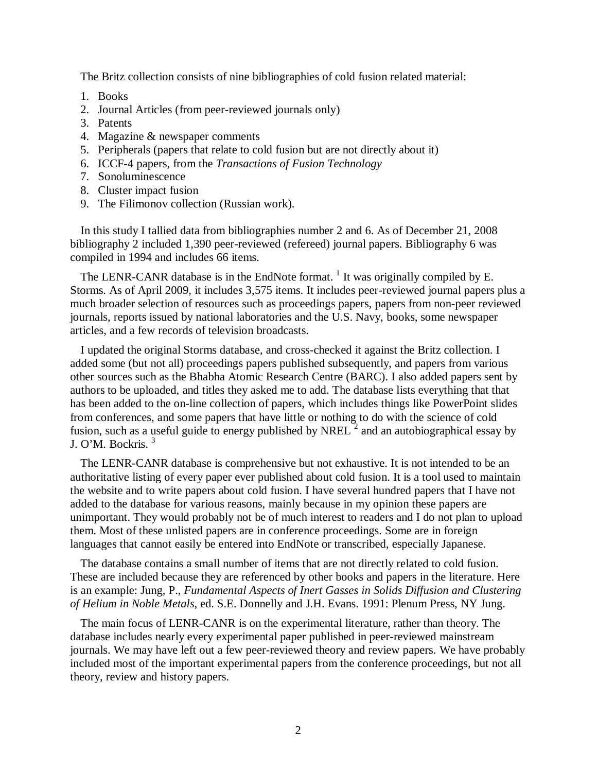The Britz collection consists of nine bibliographies of cold fusion related material:

1. Books
2. Journal Articles (from peer-reviewed journals only)
3. Patents
4. Magazine & newspaper comments
5. Peripherals (papers that relate to cold fusion but are not directly about it)
6. ICCF-4 papers, from the *Transactions of Fusion Technology*
7. Sonoluminescence
8. Cluster impact fusion
9. The Filimonov collection (Russian work).

In this study I tallied data from bibliographies number 2 and 6. As of December 21, 2008 bibliography 2 included 1,390 peer-reviewed (refereed) journal papers. Bibliography 6 was compiled in 1994 and includes 66 items.

The LENR-CANR database is in the EndNote format. [1] It was originally compiled by E. Storms. As of April 2009, it includes 3,575 items. It includes peer-reviewed journal papers plus a much broader selection of resources such as proceedings papers, papers from non-peer reviewed journals, reports issued by national laboratories and the U.S. Navy, books, some newspaper articles, and a few records of television broadcasts.

I updated the original Storms database, and cross-checked it against the Britz collection. I added some (but not all) proceedings papers published subsequently, and papers from various other sources such as the Bhabha Atomic Research Centre (BARC). I also added papers sent by authors to be uploaded, and titles they asked me to add. The database lists everything that that has been added to the on-line collection of papers, which includes things like PowerPoint slides from conferences, and some papers that have little or nothing to do with the science of cold fusion, such as a useful guide to energy published by NREL [2] and an autobiographical essay by J. O'M. Bockris. [3]

The LENR-CANR database is comprehensive but not exhaustive. It is not intended to be an authoritative listing of every paper ever published about cold fusion. It is a tool used to maintain the website and to write papers about cold fusion. I have several hundred papers that I have not added to the database for various reasons, mainly because in my opinion these papers are unimportant. They would probably not be of much interest to readers and I do not plan to upload them. Most of these unlisted papers are in conference proceedings. Some are in foreign languages that cannot easily be entered into EndNote or transcribed, especially Japanese.

The database contains a small number of items that are not directly related to cold fusion. These are included because they are referenced by other books and papers in the literature. Here is an example: Jung, P., *Fundamental Aspects of Inert Gasses in Solids Diffusion and Clustering of Helium in Noble Metals*, ed. S.E. Donnelly and J.H. Evans. 1991: Plenum Press, NY Jung.

The main focus of LENR-CANR is on the experimental literature, rather than theory. The database includes nearly every experimental paper published in peer-reviewed mainstream journals. We may have left out a few peer-reviewed theory and review papers. We have probably included most of the important experimental papers from the conference proceedings, but not all theory, review and history papers.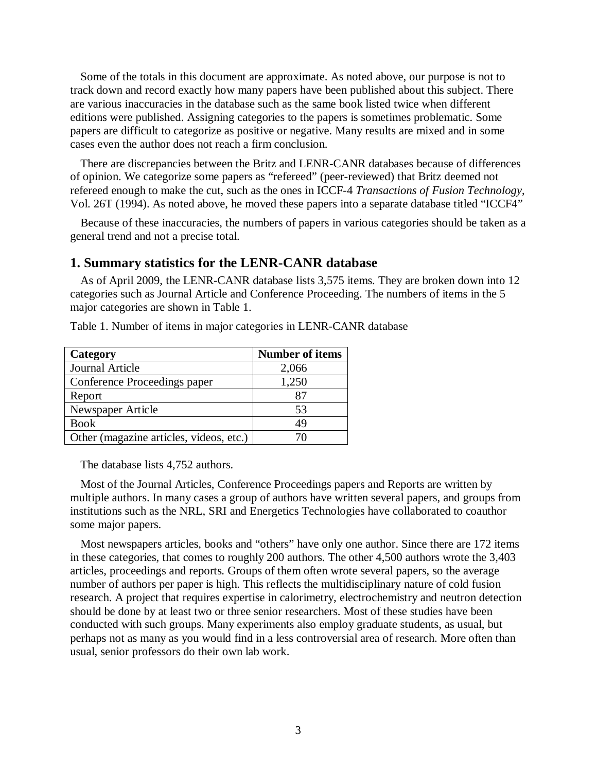Some of the totals in this document are approximate. As noted above, our purpose is not to track down and record exactly how many papers have been published about this subject. There are various inaccuracies in the database such as the same book listed twice when different editions were published. Assigning categories to the papers is sometimes problematic. Some papers are difficult to categorize as positive or negative. Many results are mixed and in some cases even the author does not reach a firm conclusion.

There are discrepancies between the Britz and LENR-CANR databases because of differences of opinion. We categorize some papers as "refereed" (peer-reviewed) that Britz deemed not refereed enough to make the cut, such as the ones in ICCF-4 *Transactions of Fusion Technology*, Vol. 26T (1994). As noted above, he moved these papers into a separate database titled "ICCF4"

Because of these inaccuracies, the numbers of papers in various categories should be taken as a general trend and not a precise total.

## 1. Summary statistics for the LENR-CANR database

As of April 2009, the LENR-CANR database lists 3,575 items. They are broken down into 12 categories such as Journal Article and Conference Proceeding. The numbers of items in the 5 major categories are shown in Table 1.

Table 1. Number of items in major categories in LENR-CANR database

| Category | Number of items |
|---|---|
| Journal Article | 2,066 |
| Conference Proceedings paper | 1,250 |
| Report | 87 |
| Newspaper Article | 53 |
| Book | 49 |
| Other (magazine articles, videos, etc.) | 70 |

The database lists 4,752 authors.

Most of the Journal Articles, Conference Proceedings papers and Reports are written by multiple authors. In many cases a group of authors have written several papers, and groups from institutions such as the NRL, SRI and Energetics Technologies have collaborated to coauthor some major papers.

Most newspapers articles, books and "others" have only one author. Since there are 172 items in these categories, that comes to roughly 200 authors. The other 4,500 authors wrote the 3,403 articles, proceedings and reports. Groups of them often wrote several papers, so the average number of authors per paper is high. This reflects the multidisciplinary nature of cold fusion research. A project that requires expertise in calorimetry, electrochemistry and neutron detection should be done by at least two or three senior researchers. Most of these studies have been conducted with such groups. Many experiments also employ graduate students, as usual, but perhaps not as many as you would find in a less controversial area of research. More often than usual, senior professors do their own lab work.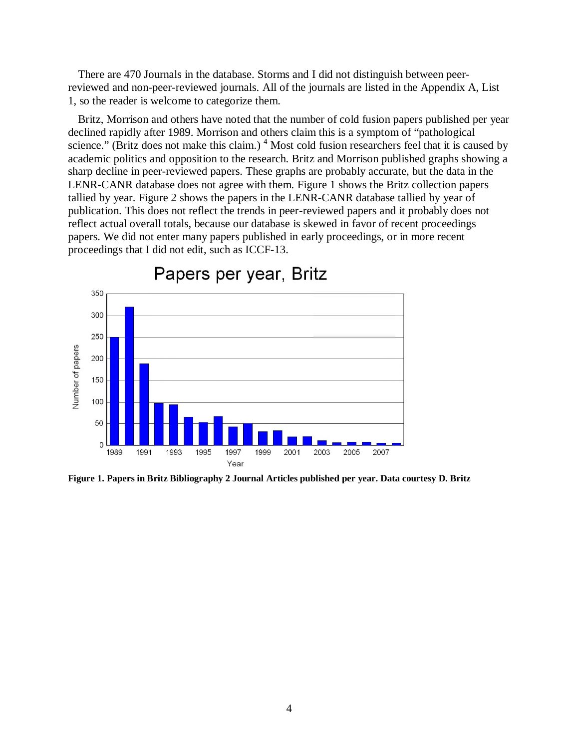There are 470 Journals in the database. Storms and I did not distinguish between peer-reviewed and non-peer-reviewed journals. All of the journals are listed in the Appendix A, List 1, so the reader is welcome to categorize them.

Britz, Morrison and others have noted that the number of cold fusion papers published per year declined rapidly after 1989. Morrison and others claim this is a symptom of "pathological science." (Britz does not make this claim.) [4] Most cold fusion researchers feel that it is caused by academic politics and opposition to the research. Britz and Morrison published graphs showing a sharp decline in peer-reviewed papers. These graphs are probably accurate, but the data in the LENR-CANR database does not agree with them. Figure 1 shows the Britz collection papers tallied by year. Figure 2 shows the papers in the LENR-CANR database tallied by year of publication. This does not reflect the trends in peer-reviewed papers and it probably does not reflect actual overall totals, because our database is skewed in favor of recent proceedings papers. We did not enter many papers published in early proceedings, or in more recent proceedings that I did not edit, such as ICCF-13.

**Figure 1. Papers in Britz Bibliography 2 Journal Articles published per year. Data courtesy D. Britz**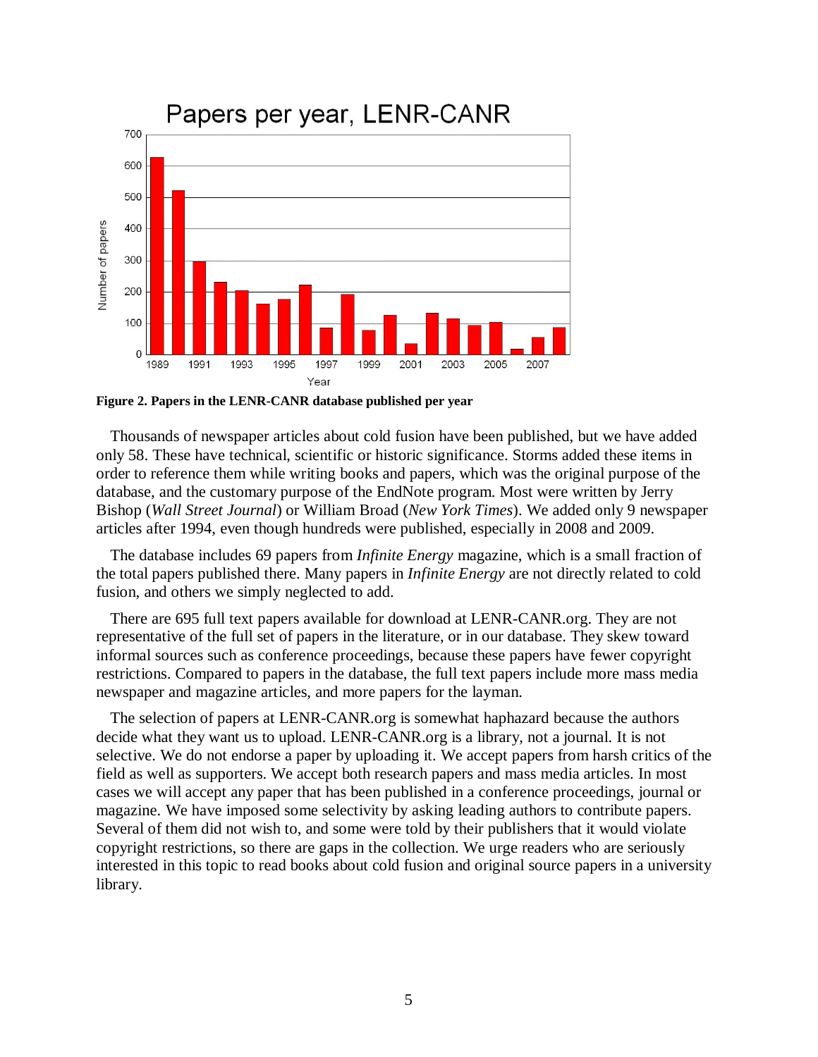**Figure 2. Papers in the LENR-CANR database published per year**

Thousands of newspaper articles about cold fusion have been published, but we have added only 58. These have technical, scientific or historic significance. Storms added these items in order to reference them while writing books and papers, which was the original purpose of the database, and the customary purpose of the EndNote program. Most were written by Jerry Bishop (*Wall Street Journal*) or William Broad (*New York Times*). We added only 9 newspaper articles after 1994, even though hundreds were published, especially in 2008 and 2009.

The database includes 69 papers from *Infinite Energy* magazine, which is a small fraction of the total papers published there. Many papers in *Infinite Energy* are not directly related to cold fusion, and others we simply neglected to add.

There are 695 full text papers available for download at LENR-CANR.org. They are not representative of the full set of papers in the literature, or in our database. They skew toward informal sources such as conference proceedings, because these papers have fewer copyright restrictions. Compared to papers in the database, the full text papers include more mass media newspaper and magazine articles, and more papers for the layman.

The selection of papers at LENR-CANR.org is somewhat haphazard because the authors decide what they want us to upload. LENR-CANR.org is a library, not a journal. It is not selective. We do not endorse a paper by uploading it. We accept papers from harsh critics of the field as well as supporters. We accept both research papers and mass media articles. In most cases we will accept any paper that has been published in a conference proceedings, journal or magazine. We have imposed some selectivity by asking leading authors to contribute papers. Several of them did not wish to, and some were told by their publishers that it would violate copyright restrictions, so there are gaps in the collection. We urge readers who are seriously interested in this topic to read books about cold fusion and original source papers in a university library.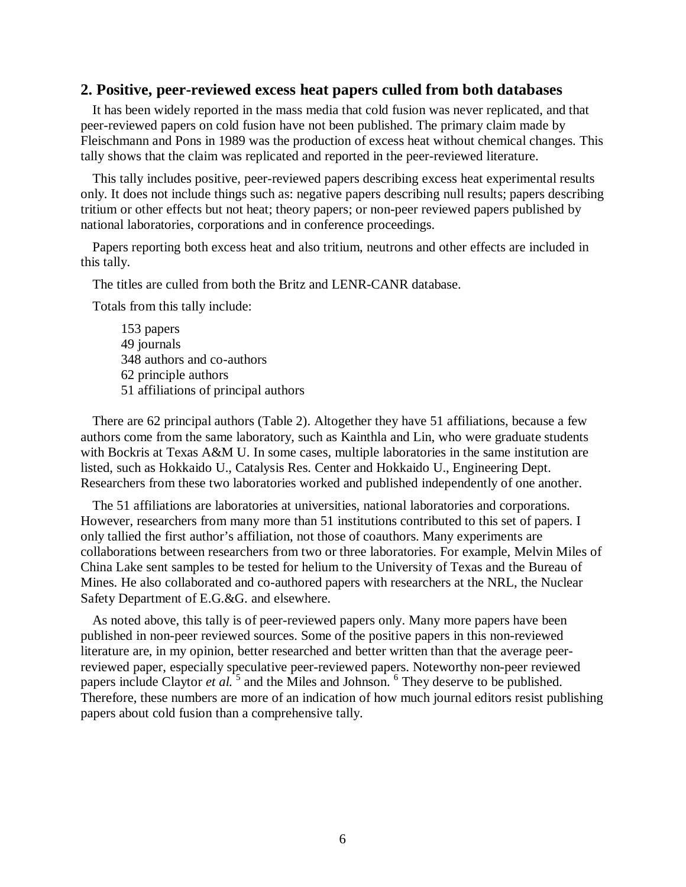## 2. Positive, peer-reviewed excess heat papers culled from both databases

It has been widely reported in the mass media that cold fusion was never replicated, and that peer-reviewed papers on cold fusion have not been published. The primary claim made by Fleischmann and Pons in 1989 was the production of excess heat without chemical changes. This tally shows that the claim was replicated and reported in the peer-reviewed literature.

This tally includes positive, peer-reviewed papers describing excess heat experimental results only. It does not include things such as: negative papers describing null results; papers describing tritium or other effects but not heat; theory papers; or non-peer reviewed papers published by national laboratories, corporations and in conference proceedings.

Papers reporting both excess heat and also tritium, neutrons and other effects are included in this tally.

The titles are culled from both the Britz and LENR-CANR database.

Totals from this tally include:

153 papers  
49 journals  
348 authors and co-authors  
62 principle authors  
51 affiliations of principal authors

There are 62 principal authors (Table 2). Altogether they have 51 affiliations, because a few authors come from the same laboratory, such as Kainthla and Lin, who were graduate students with Bockris at Texas A&M U. In some cases, multiple laboratories in the same institution are listed, such as Hokkaido U., Catalysis Res. Center and Hokkaido U., Engineering Dept. Researchers from these two laboratories worked and published independently of one another.

The 51 affiliations are laboratories at universities, national laboratories and corporations. However, researchers from many more than 51 institutions contributed to this set of papers. I only tallied the first author's affiliation, not those of coauthors. Many experiments are collaborations between researchers from two or three laboratories. For example, Melvin Miles of China Lake sent samples to be tested for helium to the University of Texas and the Bureau of Mines. He also collaborated and co-authored papers with researchers at the NRL, the Nuclear Safety Department of E.G.&G. and elsewhere.

As noted above, this tally is of peer-reviewed papers only. Many more papers have been published in non-peer reviewed sources. Some of the positive papers in this non-reviewed literature are, in my opinion, better researched and better written than that the average peer-reviewed paper, especially speculative peer-reviewed papers. Noteworthy non-peer reviewed papers include Claytor *et al.* [5] and the Miles and Johnson. [6] They deserve to be published. Therefore, these numbers are more of an indication of how much journal editors resist publishing papers about cold fusion than a comprehensive tally.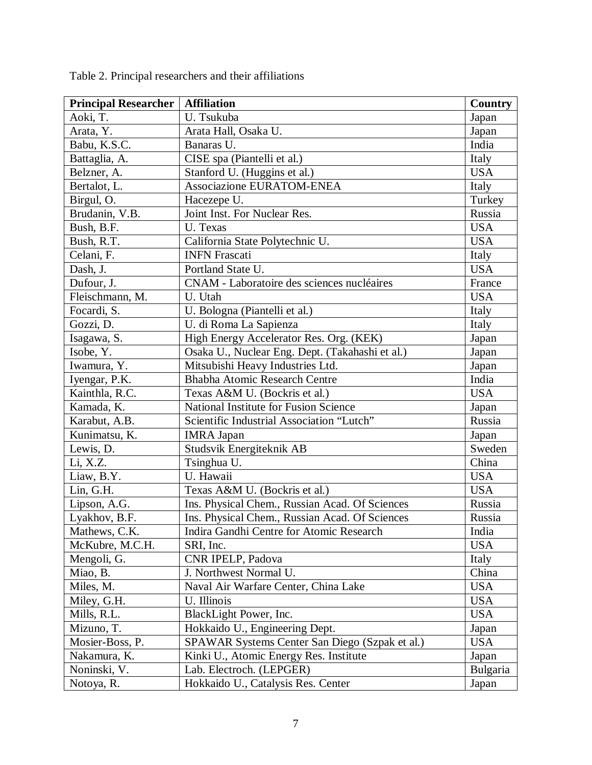Table 2. Principal researchers and their affiliations

| Principal Researcher | Affiliation | Country |
|---|---|---|
| Aoki, T. | U. Tsukuba | Japan |
| Arata, Y. | Arata Hall, Osaka U. | Japan |
| Babu, K.S.C. | Banaras U. | India |
| Battaglia, A. | CISE spa (Piantelli et al.) | Italy |
| Belzner, A. | Stanford U. (Huggins et al.) | USA |
| Bertalot, L. | Associazione EURATOM-ENEA | Italy |
| Birgul, O. | Hacezepe U. | Turkey |
| Brudanin, V.B. | Joint Inst. For Nuclear Res. | Russia |
| Bush, B.F. | U. Texas | USA |
| Bush, R.T. | California State Polytechnic U. | USA |
| Celani, F. | INFN Frascati | Italy |
| Dash, J. | Portland State U. | USA |
| Dufour, J. | CNAM - Laboratoire des sciences nucléaires | France |
| Fleischmann, M. | U. Utah | USA |
| Focardi, S. | U. Bologna (Piantelli et al.) | Italy |
| Gozzi, D. | U. di Roma La Sapienza | Italy |
| Isagawa, S. | High Energy Accelerator Res. Org. (KEK) | Japan |
| Isobe, Y. | Osaka U., Nuclear Eng. Dept. (Takahashi et al.) | Japan |
| Iwamura, Y. | Mitsubishi Heavy Industries Ltd. | Japan |
| Iyengar, P.K. | Bhabha Atomic Research Centre | India |
| Kainthla, R.C. | Texas A&M U. (Bockris et al.) | USA |
| Kamada, K. | National Institute for Fusion Science | Japan |
| Karabut, A.B. | Scientific Industrial Association "Lutch" | Russia |
| Kunimatsu, K. | IMRA Japan | Japan |
| Lewis, D. | Studsvik Energiteknik AB | Sweden |
| Li, X.Z. | Tsinghua U. | China |
| Liaw, B.Y. | U. Hawaii | USA |
| Lin, G.H. | Texas A&M U. (Bockris et al.) | USA |
| Lipson, A.G. | Ins. Physical Chem., Russian Acad. Of Sciences | Russia |
| Lyakhov, B.F. | Ins. Physical Chem., Russian Acad. Of Sciences | Russia |
| Mathews, C.K. | Indira Gandhi Centre for Atomic Research | India |
| McKubre, M.C.H. | SRI, Inc. | USA |
| Mengoli, G. | CNR IPELP, Padova | Italy |
| Miao, B. | J. Northwest Normal U. | China |
| Miles, M. | Naval Air Warfare Center, China Lake | USA |
| Miley, G.H. | U. Illinois | USA |
| Mills, R.L. | BlackLight Power, Inc. | USA |
| Mizuno, T. | Hokkaido U., Engineering Dept. | Japan |
| Mosier-Boss, P. | SPAWAR Systems Center San Diego (Szpak et al.) | USA |
| Nakamura, K. | Kinki U., Atomic Energy Res. Institute | Japan |
| Noninski, V. | Lab. Electroch. (LEPGER) | Bulgaria |
| Notoya, R. | Hokkaido U., Catalysis Res. Center | Japan |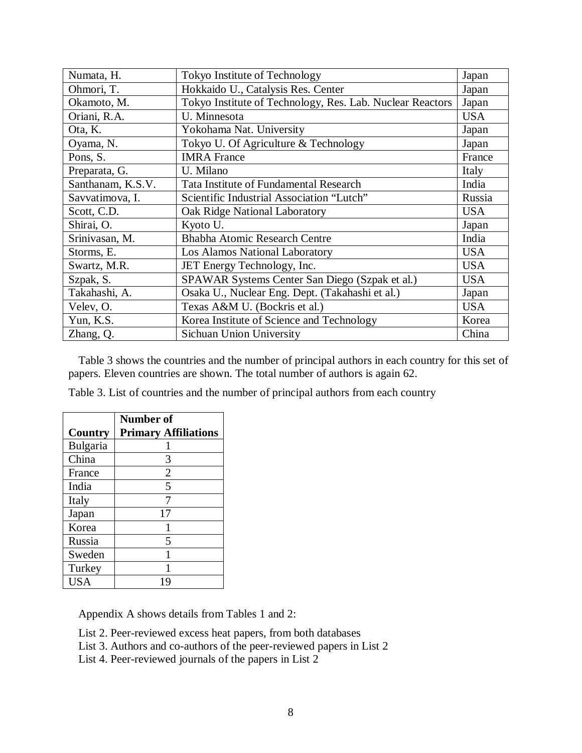| | | |
|---|---|---|
| Numata, H. | Tokyo Institute of Technology | Japan |
| Ohmori, T. | Hokkaido U., Catalysis Res. Center | Japan |
| Okamoto, M. | Tokyo Institute of Technology, Res. Lab. Nuclear Reactors | Japan |
| Oriani, R.A. | U. Minnesota | USA |
| Ota, K. | Yokohama Nat. University | Japan |
| Oyama, N. | Tokyo U. Of Agriculture & Technology | Japan |
| Pons, S. | IMRA France | France |
| Preparata, G. | U. Milano | Italy |
| Santhanam, K.S.V. | Tata Institute of Fundamental Research | India |
| Savvatimova, I. | Scientific Industrial Association "Lutch" | Russia |
| Scott, C.D. | Oak Ridge National Laboratory | USA |
| Shirai, O. | Kyoto U. | Japan |
| Srinivasan, M. | Bhabha Atomic Research Centre | India |
| Storms, E. | Los Alamos National Laboratory | USA |
| Swartz, M.R. | JET Energy Technology, Inc. | USA |
| Szpak, S. | SPAWAR Systems Center San Diego (Szpak et al.) | USA |
| Takahashi, A. | Osaka U., Nuclear Eng. Dept. (Takahashi et al.) | Japan |
| Velev, O. | Texas A&M U. (Bockris et al.) | USA |
| Yun, K.S. | Korea Institute of Science and Technology | Korea |
| Zhang, Q. | Sichuan Union University | China |

Table 3 shows the countries and the number of principal authors in each country for this set of papers. Eleven countries are shown. The total number of authors is again 62.

Table 3. List of countries and the number of principal authors from each country

| Country | Number of Primary Affiliations |
|---|---|
| Bulgaria | 1 |
| China | 3 |
| France | 2 |
| India | 5 |
| Italy | 7 |
| Japan | 17 |
| Korea | 1 |
| Russia | 5 |
| Sweden | 1 |
| Turkey | 1 |
| USA | 19 |

Appendix A shows details from Tables 1 and 2:

List 2. Peer-reviewed excess heat papers, from both databases
List 3. Authors and co-authors of the peer-reviewed papers in List 2
List 4. Peer-reviewed journals of the papers in List 2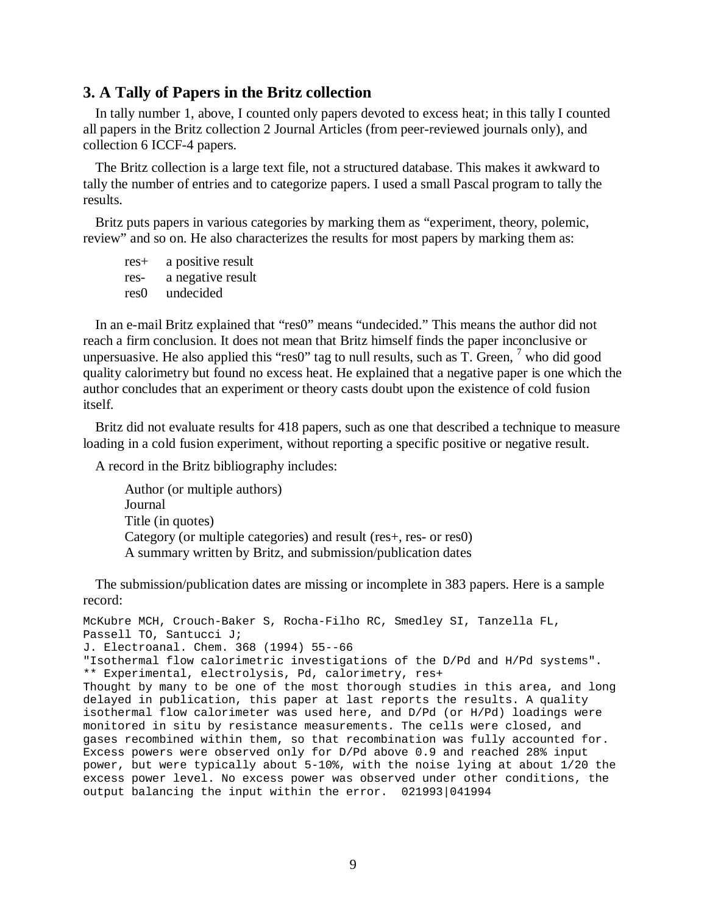## 3. A Tally of Papers in the Britz collection

In tally number 1, above, I counted only papers devoted to excess heat; in this tally I counted all papers in the Britz collection 2 Journal Articles (from peer-reviewed journals only), and collection 6 ICCF-4 papers.

The Britz collection is a large text file, not a structured database. This makes it awkward to tally the number of entries and to categorize papers. I used a small Pascal program to tally the results.

Britz puts papers in various categories by marking them as "experiment, theory, polemic, review" and so on. He also characterizes the results for most papers by marking them as:

- res+ a positive result
- res- a negative result
- res0 undecided

In an e-mail Britz explained that "res0" means "undecided." This means the author did not reach a firm conclusion. It does not mean that Britz himself finds the paper inconclusive or unpersuasive. He also applied this "res0" tag to null results, such as T. Green, [7] who did good quality calorimetry but found no excess heat. He explained that a negative paper is one which the author concludes that an experiment or theory casts doubt upon the existence of cold fusion itself.

Britz did not evaluate results for 418 papers, such as one that described a technique to measure loading in a cold fusion experiment, without reporting a specific positive or negative result.

A record in the Britz bibliography includes:

- Author (or multiple authors)
- Journal
- Title (in quotes)
- Category (or multiple categories) and result (res+, res- or res0)
- A summary written by Britz, and submission/publication dates

The submission/publication dates are missing or incomplete in 383 papers. Here is a sample record:

```
McKubre MCH, Crouch-Baker S, Rocha-Filho RC, Smedley SI, Tanzella FL,
Passell TO, Santucci J;
J. Electroanal. Chem. 368 (1994) 55--66
"Isothermal flow calorimetric investigations of the D/Pd and H/Pd systems".
** Experimental, electrolysis, Pd, calorimetry, res+
Thought by many to be one of the most thorough studies in this area, and long
delayed in publication, this paper at last reports the results. A quality
isothermal flow calorimeter was used here, and D/Pd (or H/Pd) loadings were
monitored in situ by resistance measurements. The cells were closed, and
gases recombined within them, so that recombination was fully accounted for.
Excess powers were observed only for D/Pd above 0.9 and reached 28% input
power, but were typically about 5-10%, with the noise lying at about 1/20 the
excess power level. No excess power was observed under other conditions, the
output balancing the input within the error.  021993|041994
```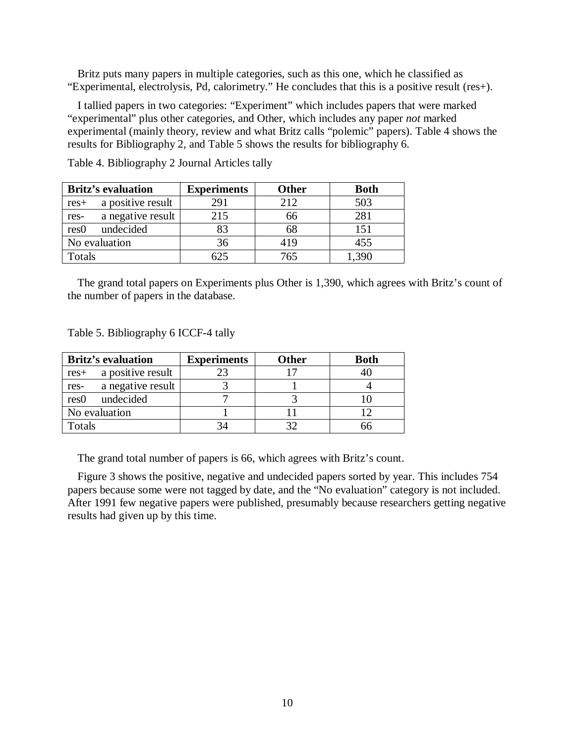Britz puts many papers in multiple categories, such as this one, which he classified as "Experimental, electrolysis, Pd, calorimetry." He concludes that this is a positive result (res+).

I tallied papers in two categories: "Experiment" which includes papers that were marked "experimental" plus other categories, and Other, which includes any paper *not* marked experimental (mainly theory, review and what Britz calls "polemic" papers). Table 4 shows the results for Bibliography 2, and Table 5 shows the results for bibliography 6.

Table 4. Bibliography 2 Journal Articles tally

| **Britz's evaluation** | | **Experiments** | **Other** | **Both** |
|---|---|---|---|---|
| res+ | a positive result | 291 | 212 | 503 |
| res- | a negative result | 215 | 66 | 281 |
| res0 | undecided | 83 | 68 | 151 |
| No evaluation | | 36 | 419 | 455 |
| Totals | | 625 | 765 | 1,390 |

The grand total papers on Experiments plus Other is 1,390, which agrees with Britz's count of the number of papers in the database.

Table 5. Bibliography 6 ICCF-4 tally

| **Britz's evaluation** | | **Experiments** | **Other** | **Both** |
|---|---|---|---|---|
| res+ | a positive result | 23 | 17 | 40 |
| res- | a negative result | 3 | 1 | 4 |
| res0 | undecided | 7 | 3 | 10 |
| No evaluation | | 1 | 11 | 12 |
| Totals | | 34 | 32 | 66 |

The grand total number of papers is 66, which agrees with Britz's count.

Figure 3 shows the positive, negative and undecided papers sorted by year. This includes 754 papers because some were not tagged by date, and the "No evaluation" category is not included. After 1991 few negative papers were published, presumably because researchers getting negative results had given up by this time.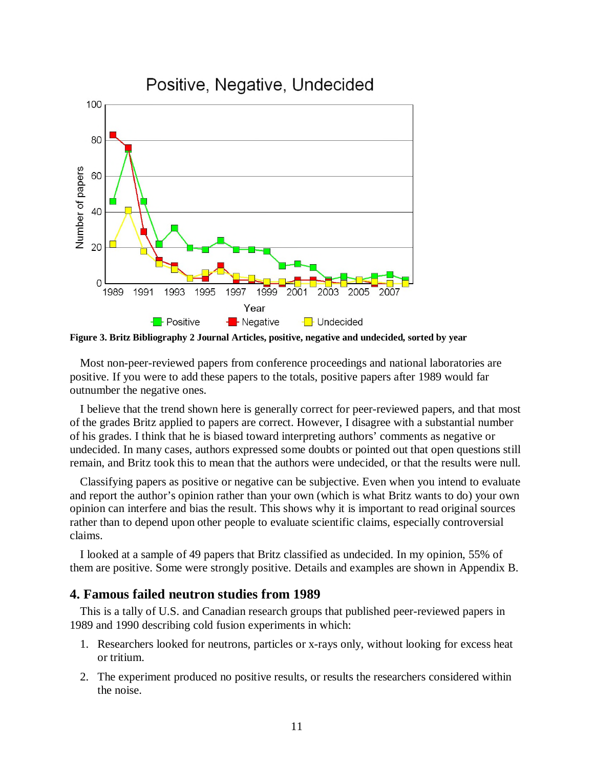**Figure 3. Britz Bibliography 2 Journal Articles, positive, negative and undecided, sorted by year**

Most non-peer-reviewed papers from conference proceedings and national laboratories are positive. If you were to add these papers to the totals, positive papers after 1989 would far outnumber the negative ones.

I believe that the trend shown here is generally correct for peer-reviewed papers, and that most of the grades Britz applied to papers are correct. However, I disagree with a substantial number of his grades. I think that he is biased toward interpreting authors' comments as negative or undecided. In many cases, authors expressed some doubts or pointed out that open questions still remain, and Britz took this to mean that the authors were undecided, or that the results were null.

Classifying papers as positive or negative can be subjective. Even when you intend to evaluate and report the author's opinion rather than your own (which is what Britz wants to do) your own opinion can interfere and bias the result. This shows why it is important to read original sources rather than to depend upon other people to evaluate scientific claims, especially controversial claims.

I looked at a sample of 49 papers that Britz classified as undecided. In my opinion, 55% of them are positive. Some were strongly positive. Details and examples are shown in Appendix B.

## 4. Famous failed neutron studies from 1989

This is a tally of U.S. and Canadian research groups that published peer-reviewed papers in 1989 and 1990 describing cold fusion experiments in which:

1. Researchers looked for neutrons, particles or x-rays only, without looking for excess heat or tritium.
2. The experiment produced no positive results, or results the researchers considered within the noise.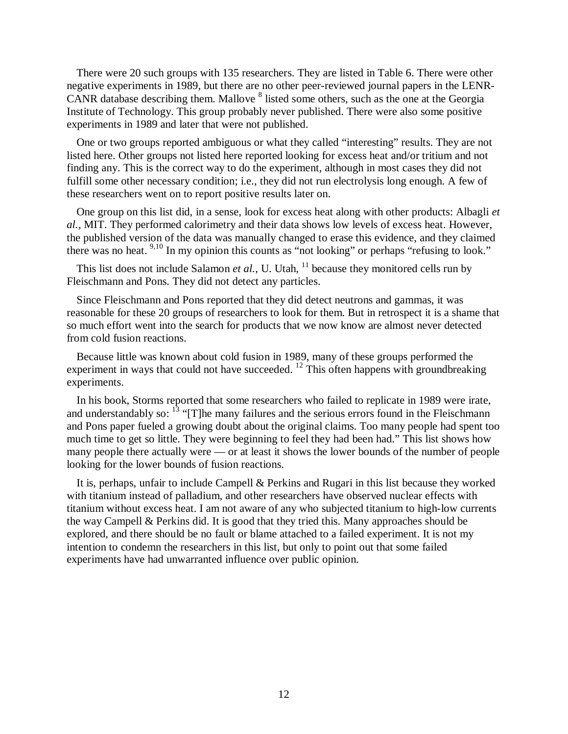There were 20 such groups with 135 researchers. They are listed in Table 6. There were other negative experiments in 1989, but there are no other peer-reviewed journal papers in the LENR-CANR database describing them. Mallove [8] listed some others, such as the one at the Georgia Institute of Technology. This group probably never published. There were also some positive experiments in 1989 and later that were not published.

One or two groups reported ambiguous or what they called "interesting" results. They are not listed here. Other groups not listed here reported looking for excess heat and/or tritium and not finding any. This is the correct way to do the experiment, although in most cases they did not fulfill some other necessary condition; i.e., they did not run electrolysis long enough. A few of these researchers went on to report positive results later on.

One group on this list did, in a sense, look for excess heat along with other products: Albagli *et al.*, MIT. They performed calorimetry and their data shows low levels of excess heat. However, the published version of the data was manually changed to erase this evidence, and they claimed there was no heat. [9,10] In my opinion this counts as "not looking" or perhaps "refusing to look."

This list does not include Salamon *et al.*, U. Utah, [11] because they monitored cells run by Fleischmann and Pons. They did not detect any particles.

Since Fleischmann and Pons reported that they did detect neutrons and gammas, it was reasonable for these 20 groups of researchers to look for them. But in retrospect it is a shame that so much effort went into the search for products that we now know are almost never detected from cold fusion reactions.

Because little was known about cold fusion in 1989, many of these groups performed the experiment in ways that could not have succeeded. [12] This often happens with groundbreaking experiments.

In his book, Storms reported that some researchers who failed to replicate in 1989 were irate, and understandably so: [13] "[T]he many failures and the serious errors found in the Fleischmann and Pons paper fueled a growing doubt about the original claims. Too many people had spent too much time to get so little. They were beginning to feel they had been had." This list shows how many people there actually were — or at least it shows the lower bounds of the number of people looking for the lower bounds of fusion reactions.

It is, perhaps, unfair to include Campell & Perkins and Rugari in this list because they worked with titanium instead of palladium, and other researchers have observed nuclear effects with titanium without excess heat. I am not aware of any who subjected titanium to high-low currents the way Campell & Perkins did. It is good that they tried this. Many approaches should be explored, and there should be no fault or blame attached to a failed experiment. It is not my intention to condemn the researchers in this list, but only to point out that some failed experiments have had unwarranted influence over public opinion.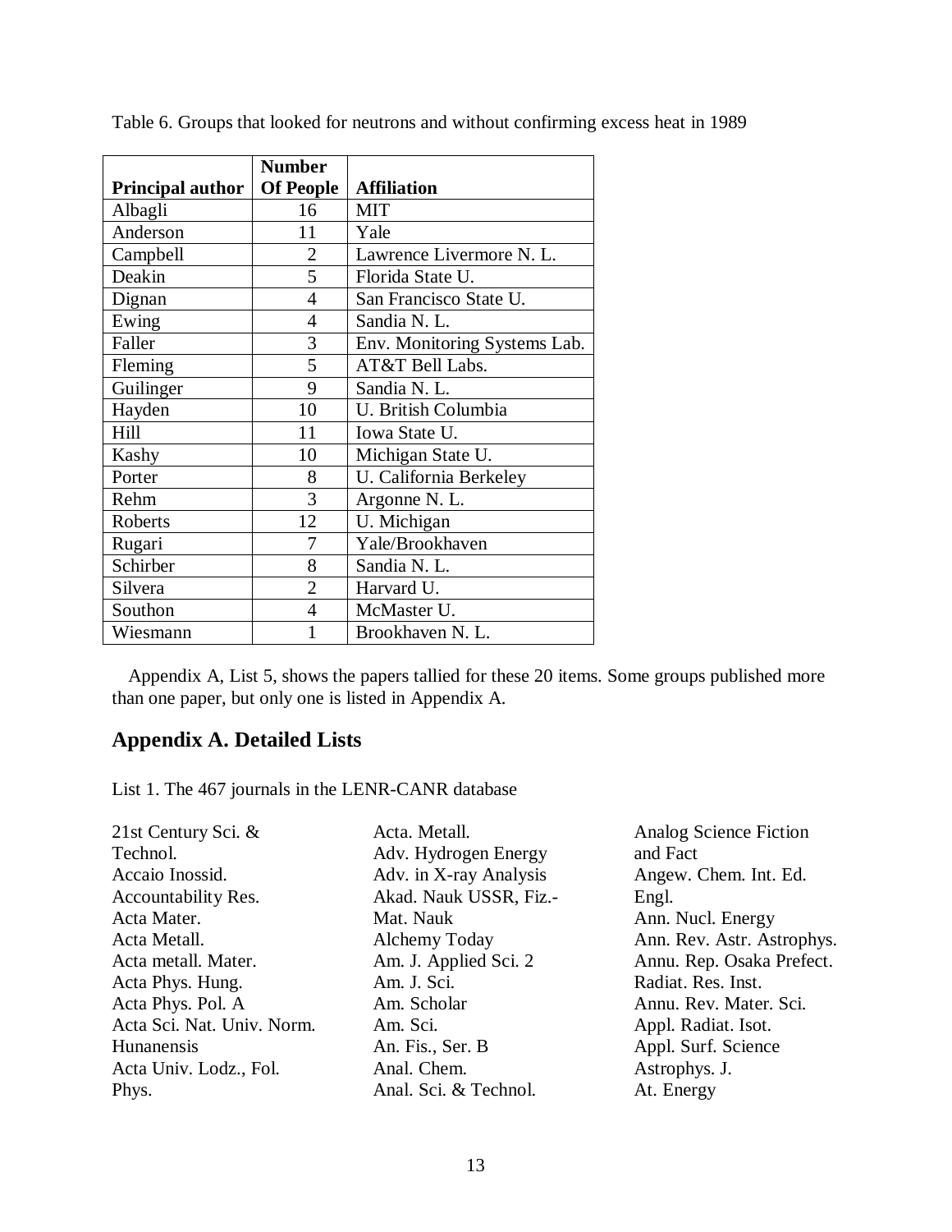Table 6. Groups that looked for neutrons and without confirming excess heat in 1989

| Principal author | Number Of People | Affiliation |
|---|---|---|
| Albagli | 16 | MIT |
| Anderson | 11 | Yale |
| Campbell | 2 | Lawrence Livermore N. L. |
| Deakin | 5 | Florida State U. |
| Dignan | 4 | San Francisco State U. |
| Ewing | 4 | Sandia N. L. |
| Faller | 3 | Env. Monitoring Systems Lab. |
| Fleming | 5 | AT&T Bell Labs. |
| Guilinger | 9 | Sandia N. L. |
| Hayden | 10 | U. British Columbia |
| Hill | 11 | Iowa State U. |
| Kashy | 10 | Michigan State U. |
| Porter | 8 | U. California Berkeley |
| Rehm | 3 | Argonne N. L. |
| Roberts | 12 | U. Michigan |
| Rugari | 7 | Yale/Brookhaven |
| Schirber | 8 | Sandia N. L. |
| Silvera | 2 | Harvard U. |
| Southon | 4 | McMaster U. |
| Wiesmann | 1 | Brookhaven N. L. |

Appendix A, List 5, shows the papers tallied for these 20 items. Some groups published more than one paper, but only one is listed in Appendix A.

## Appendix A. Detailed Lists

List 1. The 467 journals in the LENR-CANR database

21st Century Sci. & Technol.  
Accaio Inossid.  
Accountability Res.  
Acta Mater.  
Acta Metall.  
Acta metall. Mater.  
Acta Phys. Hung.  
Acta Phys. Pol. A  
Acta Sci. Nat. Univ. Norm. Hunanensis  
Acta Univ. Lodz., Fol. Phys.  
Acta. Metall.  
Adv. Hydrogen Energy  
Adv. in X-ray Analysis  
Akad. Nauk USSR, Fiz.-Mat. Nauk  
Alchemy Today  
Am. J. Applied Sci. 2  
Am. J. Sci.  
Am. Scholar  
Am. Sci.  
An. Fis., Ser. B  
Anal. Chem.  
Anal. Sci. & Technol.  
Analog Science Fiction and Fact  
Angew. Chem. Int. Ed. Engl.  
Ann. Nucl. Energy  
Ann. Rev. Astr. Astrophys.  
Annu. Rep. Osaka Prefect. Radiat. Res. Inst.  
Annu. Rev. Mater. Sci.  
Appl. Radiat. Isot.  
Appl. Surf. Science  
Astrophys. J.  
At. Energy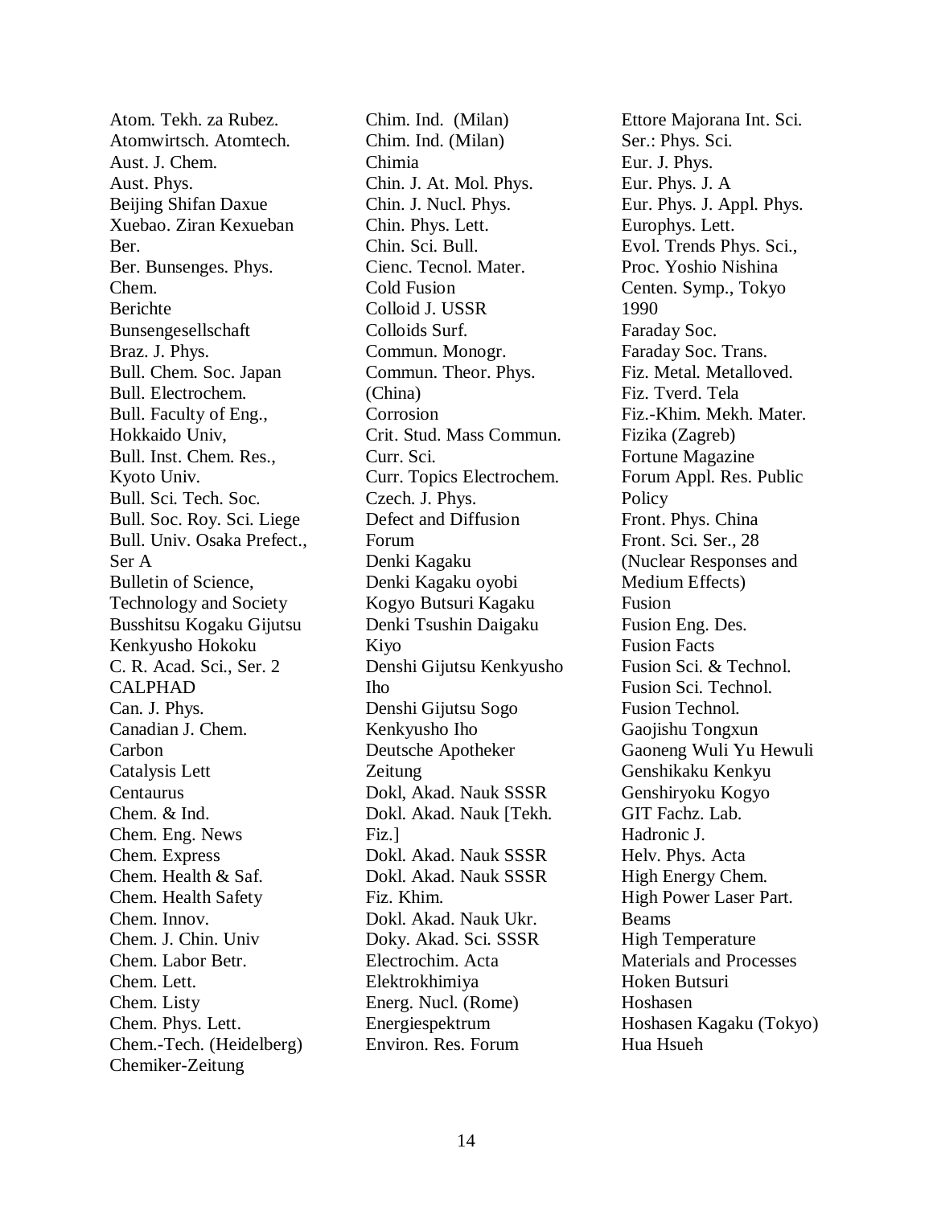Atom. Tekh. za Rubez.
Atomwirtsch. Atomtech.
Aust. J. Chem.
Aust. Phys.
Beijing Shifan Daxue Xuebao. Ziran Kexueban
Ber.
Ber. Bunsenges. Phys. Chem.
Berichte Bunsengesellschaft
Braz. J. Phys.
Bull. Chem. Soc. Japan
Bull. Electrochem.
Bull. Faculty of Eng., Hokkaido Univ,
Bull. Inst. Chem. Res., Kyoto Univ.
Bull. Sci. Tech. Soc.
Bull. Soc. Roy. Sci. Liege
Bull. Univ. Osaka Prefect., Ser A
Bulletin of Science, Technology and Society
Busshitsu Kogaku Gijutsu Kenkyusho Hokoku
C. R. Acad. Sci., Ser. 2
CALPHAD
Can. J. Phys.
Canadian J. Chem.
Carbon
Catalysis Lett
Centaurus
Chem. & Ind.
Chem. Eng. News
Chem. Express
Chem. Health & Saf.
Chem. Health Safety
Chem. Innov.
Chem. J. Chin. Univ
Chem. Labor Betr.
Chem. Lett.
Chem. Listy
Chem. Phys. Lett.
Chem.-Tech. (Heidelberg)
Chemiker-Zeitung
Chim. Ind.  (Milan)
Chim. Ind. (Milan)
Chimia
Chin. J. At. Mol. Phys.
Chin. J. Nucl. Phys.
Chin. Phys. Lett.
Chin. Sci. Bull.
Cienc. Tecnol. Mater.
Cold Fusion
Colloid J. USSR
Colloids Surf.
Commun. Monogr.
Commun. Theor. Phys. (China)
Corrosion
Crit. Stud. Mass Commun.
Curr. Sci.
Curr. Topics Electrochem.
Czech. J. Phys.
Defect and Diffusion Forum
Denki Kagaku
Denki Kagaku oyobi Kogyo Butsuri Kagaku
Denki Tsushin Daigaku Kiyo
Denshi Gijutsu Kenkyusho Iho
Denshi Gijutsu Sogo Kenkyusho Iho
Deutsche Apotheker Zeitung
Dokl, Akad. Nauk SSSR
Dokl. Akad. Nauk [Tekh. Fiz.]
Dokl. Akad. Nauk SSSR
Dokl. Akad. Nauk SSSR Fiz. Khim.
Dokl. Akad. Nauk Ukr.
Doky. Akad. Sci. SSSR
Electrochim. Acta
Elektrokhimiya
Energ. Nucl. (Rome)
Energiespektrum
Environ. Res. Forum
Ettore Majorana Int. Sci. Ser.: Phys. Sci.
Eur. J. Phys.
Eur. Phys. J. A
Eur. Phys. J. Appl. Phys.
Europhys. Lett.
Evol. Trends Phys. Sci., Proc. Yoshio Nishina Centen. Symp., Tokyo 1990
Faraday Soc.
Faraday Soc. Trans.
Fiz. Metal. Metalloved.
Fiz. Tverd. Tela
Fiz.-Khim. Mekh. Mater.
Fizika (Zagreb)
Fortune Magazine
Forum Appl. Res. Public Policy
Front. Phys. China
Front. Sci. Ser., 28 (Nuclear Responses and Medium Effects)
Fusion
Fusion Eng. Des.
Fusion Facts
Fusion Sci. & Technol.
Fusion Sci. Technol.
Fusion Technol.
Gaojishu Tongxun
Gaoneng Wuli Yu Hewuli
Genshikaku Kenkyu
Genshiryoku Kogyo
GIT Fachz. Lab.
Hadronic J.
Helv. Phys. Acta
High Energy Chem.
High Power Laser Part. Beams
High Temperature Materials and Processes
Hoken Butsuri
Hoshasen
Hoshasen Kagaku (Tokyo)
Hua Hsueh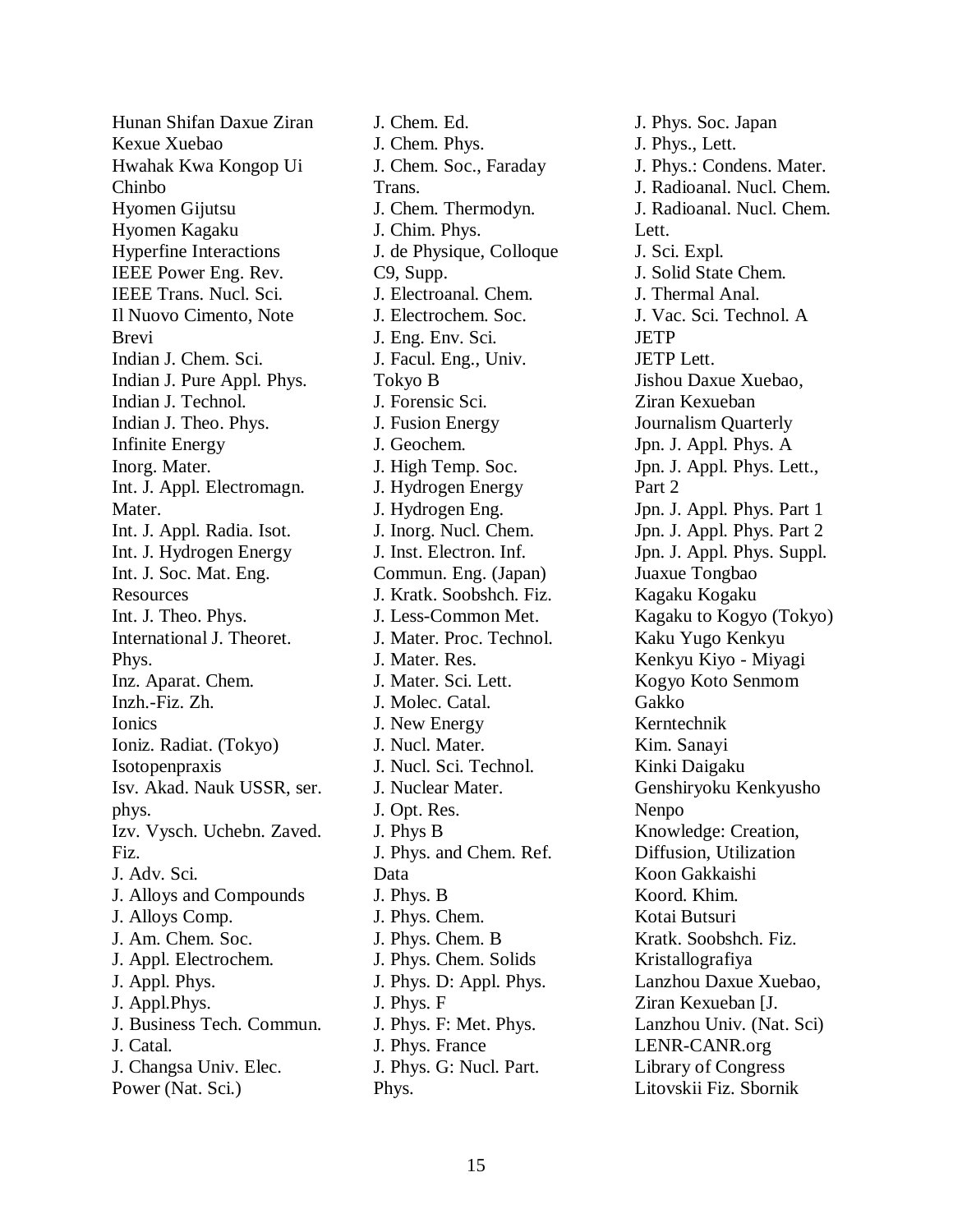Hunan Shifan Daxue Ziran Kexue Xuebao
Hwahak Kwa Kongop Ui Chinbo
Hyomen Gijutsu
Hyomen Kagaku
Hyperfine Interactions
IEEE Power Eng. Rev.
IEEE Trans. Nucl. Sci.
Il Nuovo Cimento, Note Brevi
Indian J. Chem. Sci.
Indian J. Pure Appl. Phys.
Indian J. Technol.
Indian J. Theo. Phys.
Infinite Energy
Inorg. Mater.
Int. J. Appl. Electromagn. Mater.
Int. J. Appl. Radia. Isot.
Int. J. Hydrogen Energy
Int. J. Soc. Mat. Eng. Resources
Int. J. Theo. Phys.
International J. Theoret. Phys.
Inz. Aparat. Chem.
Inzh.-Fiz. Zh.
Ionics
Ioniz. Radiat. (Tokyo)
Isotopenpraxis
Isv. Akad. Nauk USSR, ser. phys.
Izv. Vysch. Uchebn. Zaved. Fiz.
J. Adv. Sci.
J. Alloys and Compounds
J. Alloys Comp.
J. Am. Chem. Soc.
J. Appl. Electrochem.
J. Appl. Phys.
J. Appl.Phys.
J. Business Tech. Commun.
J. Catal.
J. Changsa Univ. Elec. Power (Nat. Sci.)
J. Chem. Ed.
J. Chem. Phys.
J. Chem. Soc., Faraday Trans.
J. Chem. Thermodyn.
J. Chim. Phys.
J. de Physique, Colloque C9, Supp.
J. Electroanal. Chem.
J. Electrochem. Soc.
J. Eng. Env. Sci.
J. Facul. Eng., Univ. Tokyo B
J. Forensic Sci.
J. Fusion Energy
J. Geochem.
J. High Temp. Soc.
J. Hydrogen Energy
J. Hydrogen Eng.
J. Inorg. Nucl. Chem.
J. Inst. Electron. Inf. Commun. Eng. (Japan)
J. Kratk. Soobshch. Fiz.
J. Less-Common Met.
J. Mater. Proc. Technol.
J. Mater. Res.
J. Mater. Sci. Lett.
J. Molec. Catal.
J. New Energy
J. Nucl. Mater.
J. Nucl. Sci. Technol.
J. Nuclear Mater.
J. Opt. Res.
J. Phys B
J. Phys. and Chem. Ref. Data
J. Phys. B
J. Phys. Chem.
J. Phys. Chem. B
J. Phys. Chem. Solids
J. Phys. D: Appl. Phys.
J. Phys. F
J. Phys. F: Met. Phys.
J. Phys. France
J. Phys. G: Nucl. Part. Phys.
J. Phys. Soc. Japan
J. Phys., Lett.
J. Phys.: Condens. Mater.
J. Radioanal. Nucl. Chem.
J. Radioanal. Nucl. Chem. Lett.
J. Sci. Expl.
J. Solid State Chem.
J. Thermal Anal.
J. Vac. Sci. Technol. A
JETP
JETP Lett.
Jishou Daxue Xuebao, Ziran Kexueban
Journalism Quarterly
Jpn. J. Appl. Phys. A
Jpn. J. Appl. Phys. Lett., Part 2
Jpn. J. Appl. Phys. Part 1
Jpn. J. Appl. Phys. Part 2
Jpn. J. Appl. Phys. Suppl.
Juaxue Tongbao
Kagaku Kogaku
Kagaku to Kogyo (Tokyo)
Kaku Yugo Kenkyu
Kenkyu Kiyo - Miyagi Kogyo Koto Senmom Gakko
Kerntechnik
Kim. Sanayi
Kinki Daigaku Genshiryoku Kenkyusho Nenpo
Knowledge: Creation, Diffusion, Utilization
Koon Gakkaishi
Koord. Khim.
Kotai Butsuri
Kratk. Soobshch. Fiz.
Kristallografiya
Lanzhou Daxue Xuebao, Ziran Kexueban [J. Lanzhou Univ. (Nat. Sci)
LENR-CANR.org
Library of Congress
Litovskii Fiz. Sbornik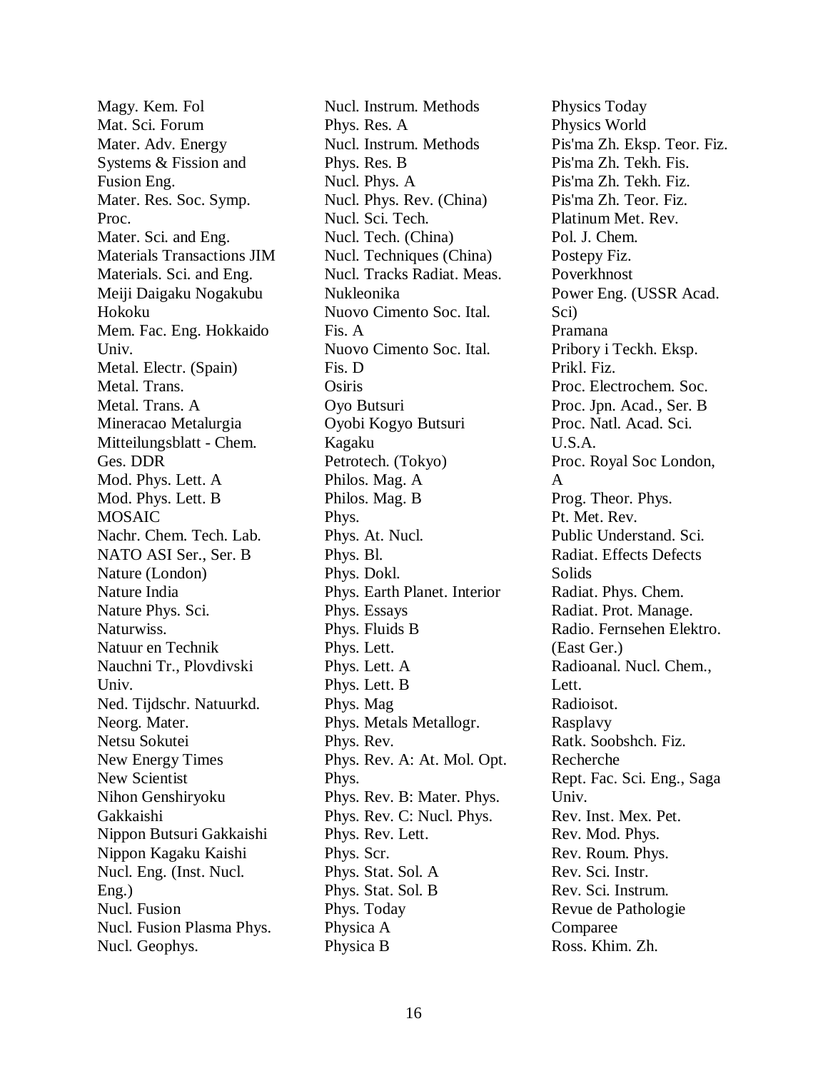Magy. Kem. Fol  
Mat. Sci. Forum  
Mater. Adv. Energy Systems & Fission and Fusion Eng.  
Mater. Res. Soc. Symp. Proc.  
Mater. Sci. and Eng.  
Materials Transactions JIM  
Materials. Sci. and Eng.  
Meiji Daigaku Nogakubu Hokoku  
Mem. Fac. Eng. Hokkaido Univ.  
Metal. Electr. (Spain)  
Metal. Trans.  
Metal. Trans. A  
Mineracao Metalurgia  
Mitteilungsblatt - Chem. Ges. DDR  
Mod. Phys. Lett. A  
Mod. Phys. Lett. B  
MOSAIC  
Nachr. Chem. Tech. Lab.  
NATO ASI Ser., Ser. B  
Nature (London)  
Nature India  
Nature Phys. Sci.  
Naturwiss.  
Natuur en Technik  
Nauchni Tr., Plovdivski Univ.  
Ned. Tijdschr. Natuurkd.  
Neorg. Mater.  
Netsu Sokutei  
New Energy Times  
New Scientist  
Nihon Genshiryoku Gakkaishi  
Nippon Butsuri Gakkaishi  
Nippon Kagaku Kaishi  
Nucl. Eng. (Inst. Nucl. Eng.)  
Nucl. Fusion  
Nucl. Fusion Plasma Phys.  
Nucl. Geophys.  
Nucl. Instrum. Methods Phys. Res. A  
Nucl. Instrum. Methods Phys. Res. B  
Nucl. Phys. A  
Nucl. Phys. Rev. (China)  
Nucl. Sci. Tech.  
Nucl. Tech. (China)  
Nucl. Techniques (China)  
Nucl. Tracks Radiat. Meas.  
Nukleonika  
Nuovo Cimento Soc. Ital. Fis. A  
Nuovo Cimento Soc. Ital. Fis. D  
Osiris  
Oyo Butsuri  
Oyobi Kogyo Butsuri Kagaku  
Petrotech. (Tokyo)  
Philos. Mag. A  
Philos. Mag. B  
Phys.  
Phys. At. Nucl.  
Phys. Bl.  
Phys. Dokl.  
Phys. Earth Planet. Interior  
Phys. Essays  
Phys. Fluids B  
Phys. Lett.  
Phys. Lett. A  
Phys. Lett. B  
Phys. Mag  
Phys. Metals Metallogr.  
Phys. Rev.  
Phys. Rev. A: At. Mol. Opt. Phys.  
Phys. Rev. B: Mater. Phys.  
Phys. Rev. C: Nucl. Phys.  
Phys. Rev. Lett.  
Phys. Scr.  
Phys. Stat. Sol. A  
Phys. Stat. Sol. B  
Phys. Today  
Physica A  
Physica B  
Physics Today  
Physics World  
Pis'ma Zh. Eksp. Teor. Fiz.  
Pis'ma Zh. Tekh. Fis.  
Pis'ma Zh. Tekh. Fiz.  
Pis'ma Zh. Teor. Fiz.  
Platinum Met. Rev.  
Pol. J. Chem.  
Postepy Fiz.  
Poverkhnost  
Power Eng. (USSR Acad. Sci)  
Pramana  
Pribory i Teckh. Eksp.  
Prikl. Fiz.  
Proc. Electrochem. Soc.  
Proc. Jpn. Acad., Ser. B  
Proc. Natl. Acad. Sci. U.S.A.  
Proc. Royal Soc London, A  
Prog. Theor. Phys.  
Pt. Met. Rev.  
Public Understand. Sci.  
Radiat. Effects Defects Solids  
Radiat. Phys. Chem.  
Radiat. Prot. Manage.  
Radio. Fernsehen Elektro. (East Ger.)  
Radioanal. Nucl. Chem., Lett.  
Radioisot.  
Rasplavy  
Ratk. Soobshch. Fiz.  
Recherche  
Rept. Fac. Sci. Eng., Saga Univ.  
Rev. Inst. Mex. Pet.  
Rev. Mod. Phys.  
Rev. Roum. Phys.  
Rev. Sci. Instr.  
Rev. Sci. Instrum.  
Revue de Pathologie Comparee  
Ross. Khim. Zh.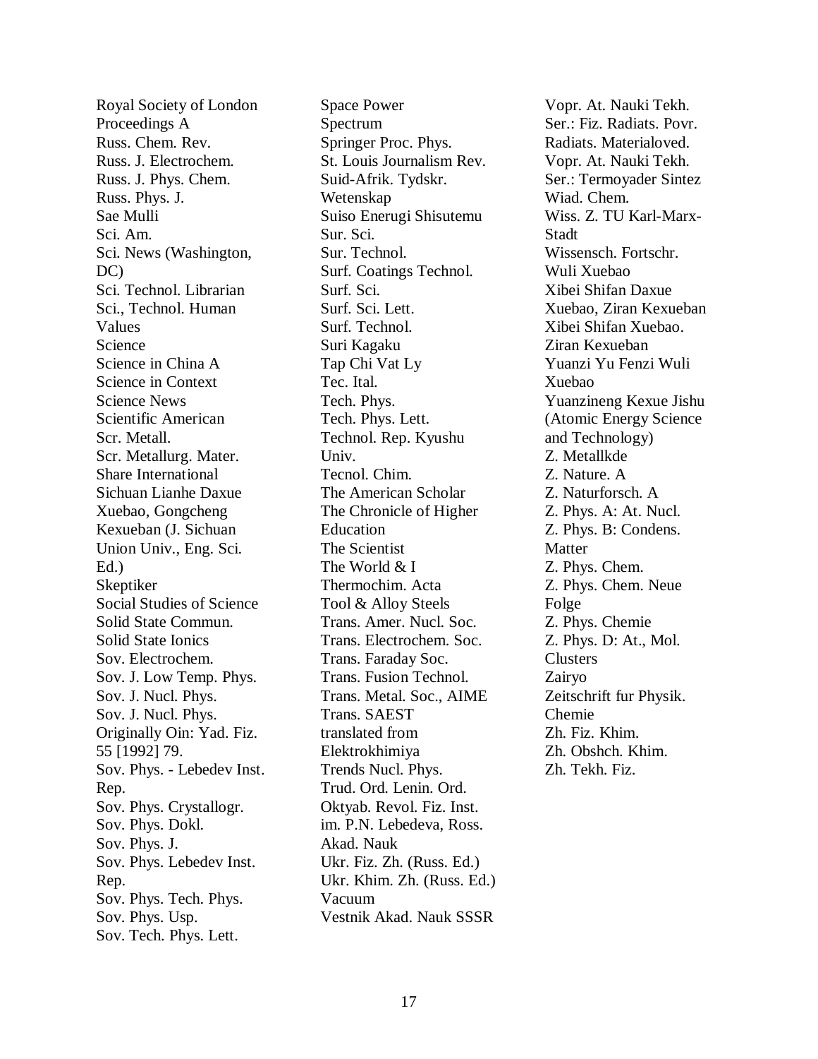Royal Society of London Proceedings A
Russ. Chem. Rev.
Russ. J. Electrochem.
Russ. J. Phys. Chem.
Russ. Phys. J.
Sae Mulli
Sci. Am.
Sci. News (Washington, DC)
Sci. Technol. Librarian
Sci., Technol. Human Values
Science
Science in China A
Science in Context
Science News
Scientific American
Scr. Metall.
Scr. Metallurg. Mater.
Share International
Sichuan Lianhe Daxue Xuebao, Gongcheng Kexueban (J. Sichuan Union Univ., Eng. Sci. Ed.)
Skeptiker
Social Studies of Science
Solid State Commun.
Solid State Ionics
Sov. Electrochem.
Sov. J. Low Temp. Phys.
Sov. J. Nucl. Phys.
Sov. J. Nucl. Phys. Originally Oin: Yad. Fiz. 55 [1992] 79.
Sov. Phys. - Lebedev Inst. Rep.
Sov. Phys. Crystallogr.
Sov. Phys. Dokl.
Sov. Phys. J.
Sov. Phys. Lebedev Inst. Rep.
Sov. Phys. Tech. Phys.
Sov. Phys. Usp.
Sov. Tech. Phys. Lett.
Space Power
Spectrum
Springer Proc. Phys.
St. Louis Journalism Rev.
Suid-Afrik. Tydskr. Wetenskap
Suiso Energi Shisutemu
Sur. Sci.
Sur. Technol.
Surf. Coatings Technol.
Surf. Sci.
Surf. Sci. Lett.
Surf. Technol.
Suri Kagaku
Tap Chi Vat Ly
Tec. Ital.
Tech. Phys.
Tech. Phys. Lett.
Technol. Rep. Kyushu Univ.
Tecnol. Chim.
The American Scholar
The Chronicle of Higher Education
The Scientist
The World & I
Thermochim. Acta
Tool & Alloy Steels
Trans. Amer. Nucl. Soc.
Trans. Electrochem. Soc.
Trans. Faraday Soc.
Trans. Fusion Technol.
Trans. Metal. Soc., AIME
Trans. SAEST translated from Elektrokhimiya
Trends Nucl. Phys.
Trud. Ord. Lenin. Ord. Oktyab. Revol. Fiz. Inst. im. P.N. Lebedeva, Ross. Akad. Nauk
Ukr. Fiz. Zh. (Russ. Ed.)
Ukr. Khim. Zh. (Russ. Ed.)
Vacuum
Vestnik Akad. Nauk SSSR
Vopr. At. Nauki Tekh. Ser.: Fiz. Radiats. Povr. Radiats. Materialoved.
Vopr. At. Nauki Tekh. Ser.: Termoyader Sintez
Wiad. Chem.
Wiss. Z. TU Karl-Marx-Stadt
Wissensch. Fortschr.
Wuli Xuebao
Xibei Shifan Daxue Xuebao, Ziran Kexueban
Xibei Shifan Xuebao. Ziran Kexueban
Yuanzi Yu Fenzi Wuli Xuebao
Yuanzineng Kexue Jishu (Atomic Energy Science and Technology)
Z. Metallkde
Z. Nature. A
Z. Naturforsch. A
Z. Phys. A: At. Nucl.
Z. Phys. B: Condens. Matter
Z. Phys. Chem.
Z. Phys. Chem. Neue Folge
Z. Phys. Chemie
Z. Phys. D: At., Mol. Clusters
Zairyo
Zeitschrift fur Physik. Chemie
Zh. Fiz. Khim.
Zh. Obshch. Khim.
Zh. Tekh. Fiz.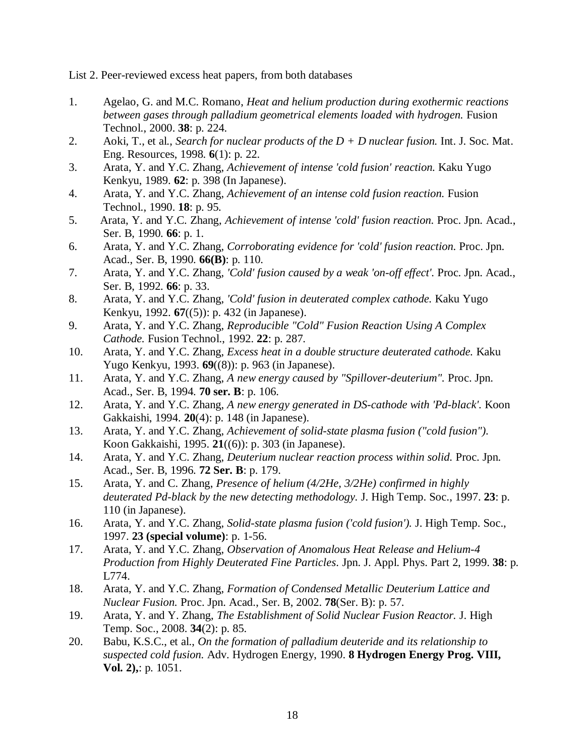List 2. Peer-reviewed excess heat papers, from both databases

1. Agelao, G. and M.C. Romano, *Heat and helium production during exothermic reactions between gases through palladium geometrical elements loaded with hydrogen.* Fusion Technol., 2000. **38**: p. 224.
2. Aoki, T., et al., *Search for nuclear products of the D + D nuclear fusion.* Int. J. Soc. Mat. Eng. Resources, 1998. **6**(1): p. 22.
3. Arata, Y. and Y.C. Zhang, *Achievement of intense 'cold fusion' reaction.* Kaku Yugo Kenkyu, 1989. **62**: p. 398 (In Japanese).
4. Arata, Y. and Y.C. Zhang, *Achievement of an intense cold fusion reaction.* Fusion Technol., 1990. **18**: p. 95.
5. Arata, Y. and Y.C. Zhang, *Achievement of intense 'cold' fusion reaction.* Proc. Jpn. Acad., Ser. B, 1990. **66**: p. 1.
6. Arata, Y. and Y.C. Zhang, *Corroborating evidence for 'cold' fusion reaction.* Proc. Jpn. Acad., Ser. B, 1990. **66(B)**: p. 110.
7. Arata, Y. and Y.C. Zhang, *'Cold' fusion caused by a weak 'on-off effect'.* Proc. Jpn. Acad., Ser. B, 1992. **66**: p. 33.
8. Arata, Y. and Y.C. Zhang, *'Cold' fusion in deuterated complex cathode.* Kaku Yugo Kenkyu, 1992. **67**((5)): p. 432 (in Japanese).
9. Arata, Y. and Y.C. Zhang, *Reproducible "Cold" Fusion Reaction Using A Complex Cathode.* Fusion Technol., 1992. **22**: p. 287.
10. Arata, Y. and Y.C. Zhang, *Excess heat in a double structure deuterated cathode.* Kaku Yugo Kenkyu, 1993. **69**((8)): p. 963 (in Japanese).
11. Arata, Y. and Y.C. Zhang, *A new energy caused by "Spillover-deuterium".* Proc. Jpn. Acad., Ser. B, 1994. **70 ser. B**: p. 106.
12. Arata, Y. and Y.C. Zhang, *A new energy generated in DS-cathode with 'Pd-black'.* Koon Gakkaishi, 1994. **20**(4): p. 148 (in Japanese).
13. Arata, Y. and Y.C. Zhang, *Achievement of solid-state plasma fusion ("cold fusion").* Koon Gakkaishi, 1995. **21**((6)): p. 303 (in Japanese).
14. Arata, Y. and Y.C. Zhang, *Deuterium nuclear reaction process within solid.* Proc. Jpn. Acad., Ser. B, 1996. **72 Ser. B**: p. 179.
15. Arata, Y. and C. Zhang, *Presence of helium (4/2He, 3/2He) confirmed in highly deuterated Pd-black by the new detecting methodology.* J. High Temp. Soc., 1997. **23**: p. 110 (in Japanese).
16. Arata, Y. and Y.C. Zhang, *Solid-state plasma fusion ('cold fusion').* J. High Temp. Soc., 1997. **23 (special volume)**: p. 1-56.
17. Arata, Y. and Y.C. Zhang, *Observation of Anomalous Heat Release and Helium-4 Production from Highly Deuterated Fine Particles.* Jpn. J. Appl. Phys. Part 2, 1999. **38**: p. L774.
18. Arata, Y. and Y.C. Zhang, *Formation of Condensed Metallic Deuterium Lattice and Nuclear Fusion.* Proc. Jpn. Acad., Ser. B, 2002. **78**(Ser. B): p. 57.
19. Arata, Y. and Y. Zhang, *The Establishment of Solid Nuclear Fusion Reactor.* J. High Temp. Soc., 2008. **34**(2): p. 85.
20. Babu, K.S.C., et al., *On the formation of palladium deuteride and its relationship to suspected cold fusion.* Adv. Hydrogen Energy, 1990. **8 Hydrogen Energy Prog. VIII, Vol. 2),**: p. 1051.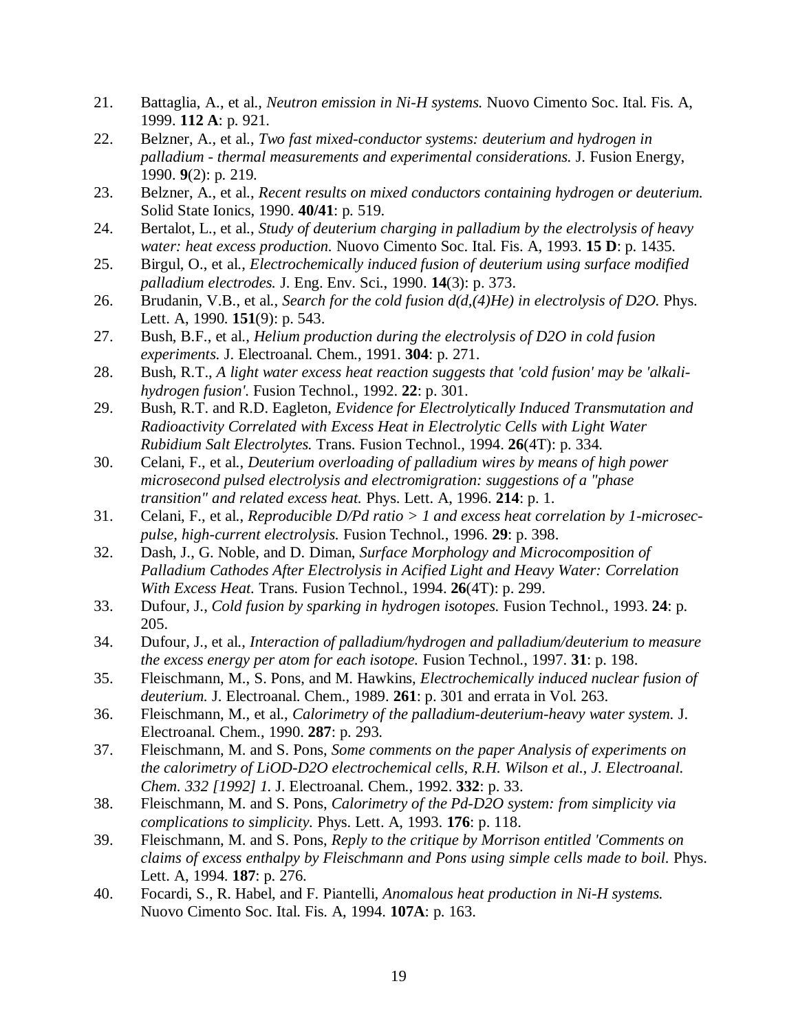21. Battaglia, A., et al., *Neutron emission in Ni-H systems.* Nuovo Cimento Soc. Ital. Fis. A, 1999. **112 A**: p. 921.
22. Belzner, A., et al., *Two fast mixed-conductor systems: deuterium and hydrogen in palladium - thermal measurements and experimental considerations.* J. Fusion Energy, 1990. **9**(2): p. 219.
23. Belzner, A., et al., *Recent results on mixed conductors containing hydrogen or deuterium.* Solid State Ionics, 1990. **40/41**: p. 519.
24. Bertalot, L., et al., *Study of deuterium charging in palladium by the electrolysis of heavy water: heat excess production.* Nuovo Cimento Soc. Ital. Fis. A, 1993. **15 D**: p. 1435.
25. Birgul, O., et al., *Electrochemically induced fusion of deuterium using surface modified palladium electrodes.* J. Eng. Env. Sci., 1990. **14**(3): p. 373.
26. Brudanin, V.B., et al., *Search for the cold fusion d(d,(4)He) in electrolysis of D2O.* Phys. Lett. A, 1990. **151**(9): p. 543.
27. Bush, B.F., et al., *Helium production during the electrolysis of D2O in cold fusion experiments.* J. Electroanal. Chem., 1991. **304**: p. 271.
28. Bush, R.T., *A light water excess heat reaction suggests that 'cold fusion' may be 'alkali-hydrogen fusion'.* Fusion Technol., 1992. **22**: p. 301.
29. Bush, R.T. and R.D. Eagleton, *Evidence for Electrolytically Induced Transmutation and Radioactivity Correlated with Excess Heat in Electrolytic Cells with Light Water Rubidium Salt Electrolytes.* Trans. Fusion Technol., 1994. **26**(4T): p. 334.
30. Celani, F., et al., *Deuterium overloading of palladium wires by means of high power microsecond pulsed electrolysis and electromigration: suggestions of a "phase transition" and related excess heat.* Phys. Lett. A, 1996. **214**: p. 1.
31. Celani, F., et al., *Reproducible D/Pd ratio > 1 and excess heat correlation by 1-microsec-pulse, high-current electrolysis.* Fusion Technol., 1996. **29**: p. 398.
32. Dash, J., G. Noble, and D. Diman, *Surface Morphology and Microcomposition of Palladium Cathodes After Electrolysis in Acified Light and Heavy Water: Correlation With Excess Heat.* Trans. Fusion Technol., 1994. **26**(4T): p. 299.
33. Dufour, J., *Cold fusion by sparking in hydrogen isotopes.* Fusion Technol., 1993. **24**: p. 205.
34. Dufour, J., et al., *Interaction of palladium/hydrogen and palladium/deuterium to measure the excess energy per atom for each isotope.* Fusion Technol., 1997. **31**: p. 198.
35. Fleischmann, M., S. Pons, and M. Hawkins, *Electrochemically induced nuclear fusion of deuterium.* J. Electroanal. Chem., 1989. **261**: p. 301 and errata in Vol. 263.
36. Fleischmann, M., et al., *Calorimetry of the palladium-deuterium-heavy water system.* J. Electroanal. Chem., 1990. **287**: p. 293.
37. Fleischmann, M. and S. Pons, *Some comments on the paper Analysis of experiments on the calorimetry of LiOD-D2O electrochemical cells, R.H. Wilson et al., J. Electroanal. Chem. 332 [1992] 1.* J. Electroanal. Chem., 1992. **332**: p. 33.
38. Fleischmann, M. and S. Pons, *Calorimetry of the Pd-D2O system: from simplicity via complications to simplicity.* Phys. Lett. A, 1993. **176**: p. 118.
39. Fleischmann, M. and S. Pons, *Reply to the critique by Morrison entitled 'Comments on claims of excess enthalpy by Fleischmann and Pons using simple cells made to boil.* Phys. Lett. A, 1994. **187**: p. 276.
40. Focardi, S., R. Habel, and F. Piantelli, *Anomalous heat production in Ni-H systems.* Nuovo Cimento Soc. Ital. Fis. A, 1994. **107A**: p. 163.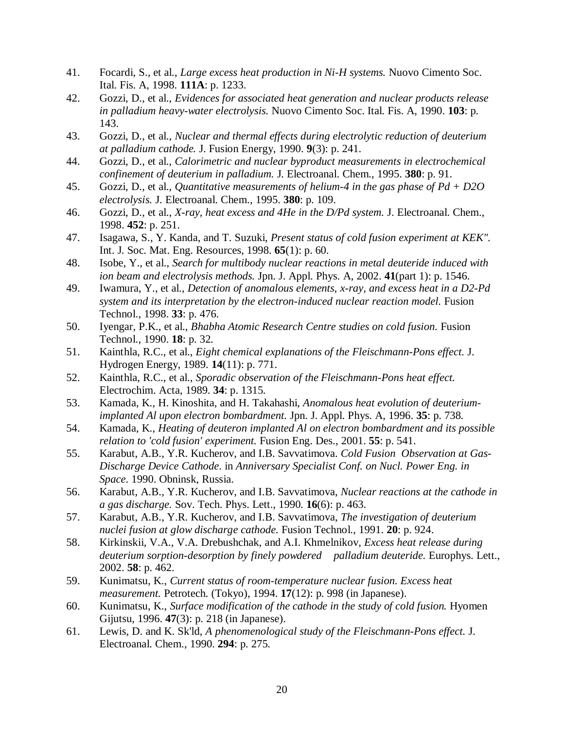41. Focardi, S., et al., *Large excess heat production in Ni-H systems.* Nuovo Cimento Soc. Ital. Fis. A, 1998. **111A**: p. 1233.
42. Gozzi, D., et al., *Evidences for associated heat generation and nuclear products release in palladium heavy-water electrolysis.* Nuovo Cimento Soc. Ital. Fis. A, 1990. **103**: p. 143.
43. Gozzi, D., et al., *Nuclear and thermal effects during electrolytic reduction of deuterium at palladium cathode.* J. Fusion Energy, 1990. **9**(3): p. 241.
44. Gozzi, D., et al., *Calorimetric and nuclear byproduct measurements in electrochemical confinement of deuterium in palladium.* J. Electroanal. Chem., 1995. **380**: p. 91.
45. Gozzi, D., et al., *Quantitative measurements of helium-4 in the gas phase of Pd + D2O electrolysis.* J. Electroanal. Chem., 1995. **380**: p. 109.
46. Gozzi, D., et al., *X-ray, heat excess and 4He in the D/Pd system.* J. Electroanal. Chem., 1998. **452**: p. 251.
47. Isagawa, S., Y. Kanda, and T. Suzuki, *Present status of cold fusion experiment at KEK".* Int. J. Soc. Mat. Eng. Resources, 1998. **65**(1): p. 60.
48. Isobe, Y., et al., *Search for multibody nuclear reactions in metal deuteride induced with ion beam and electrolysis methods.* Jpn. J. Appl. Phys. A, 2002. **41**(part 1): p. 1546.
49. Iwamura, Y., et al., *Detection of anomalous elements, x-ray, and excess heat in a D2-Pd system and its interpretation by the electron-induced nuclear reaction model.* Fusion Technol., 1998. **33**: p. 476.
50. Iyengar, P.K., et al., *Bhabha Atomic Research Centre studies on cold fusion.* Fusion Technol., 1990. **18**: p. 32.
51. Kainthla, R.C., et al., *Eight chemical explanations of the Fleischmann-Pons effect.* J. Hydrogen Energy, 1989. **14**(11): p. 771.
52. Kainthla, R.C., et al., *Sporadic observation of the Fleischmann-Pons heat effect.* Electrochim. Acta, 1989. **34**: p. 1315.
53. Kamada, K., H. Kinoshita, and H. Takahashi, *Anomalous heat evolution of deuterium-implanted Al upon electron bombardment.* Jpn. J. Appl. Phys. A, 1996. **35**: p. 738.
54. Kamada, K., *Heating of deuteron implanted Al on electron bombardment and its possible relation to 'cold fusion' experiment.* Fusion Eng. Des., 2001. **55**: p. 541.
55. Karabut, A.B., Y.R. Kucherov, and I.B. Savvatimova. *Cold Fusion Observation at Gas-Discharge Device Cathode.* in *Anniversary Specialist Conf. on Nucl. Power Eng. in Space*. 1990. Obninsk, Russia.
56. Karabut, A.B., Y.R. Kucherov, and I.B. Savvatimova, *Nuclear reactions at the cathode in a gas discharge.* Sov. Tech. Phys. Lett., 1990. **16**(6): p. 463.
57. Karabut, A.B., Y.R. Kucherov, and I.B. Savvatimova, *The investigation of deuterium nuclei fusion at glow discharge cathode.* Fusion Technol., 1991. **20**: p. 924.
58. Kirkinskii, V.A., V.A. Drebushchak, and A.I. Khmelnikov, *Excess heat release during deuterium sorption-desorption by finely powdered palladium deuteride.* Europhys. Lett., 2002. **58**: p. 462.
59. Kunimatsu, K., *Current status of room-temperature nuclear fusion. Excess heat measurement.* Petrotech. (Tokyo), 1994. **17**(12): p. 998 (in Japanese).
60. Kunimatsu, K., *Surface modification of the cathode in the study of cold fusion.* Hyomen Gijutsu, 1996. **47**(3): p. 218 (in Japanese).
61. Lewis, D. and K. Sk'ld, *A phenomenological study of the Fleischmann-Pons effect.* J. Electroanal. Chem., 1990. **294**: p. 275.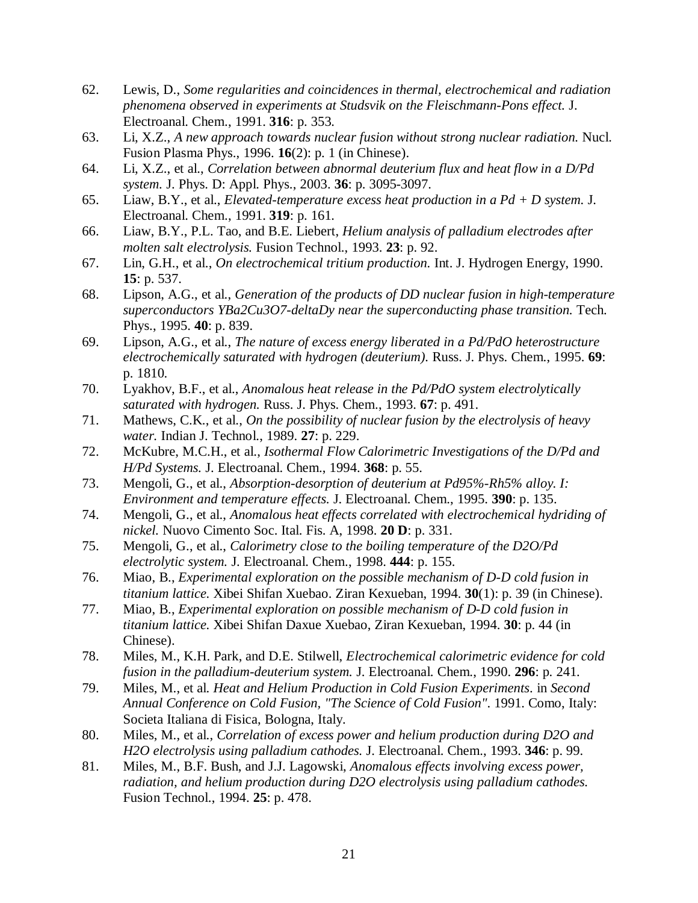62. Lewis, D., *Some regularities and coincidences in thermal, electrochemical and radiation phenomena observed in experiments at Studsvik on the Fleischmann-Pons effect.* J. Electroanal. Chem., 1991. **316**: p. 353.
63. Li, X.Z., *A new approach towards nuclear fusion without strong nuclear radiation.* Nucl. Fusion Plasma Phys., 1996. **16**(2): p. 1 (in Chinese).
64. Li, X.Z., et al., *Correlation between abnormal deuterium flux and heat flow in a D/Pd system.* J. Phys. D: Appl. Phys., 2003. **36**: p. 3095-3097.
65. Liaw, B.Y., et al., *Elevated-temperature excess heat production in a Pd + D system.* J. Electroanal. Chem., 1991. **319**: p. 161.
66. Liaw, B.Y., P.L. Tao, and B.E. Liebert, *Helium analysis of palladium electrodes after molten salt electrolysis.* Fusion Technol., 1993. **23**: p. 92.
67. Lin, G.H., et al., *On electrochemical tritium production.* Int. J. Hydrogen Energy, 1990. **15**: p. 537.
68. Lipson, A.G., et al., *Generation of the products of DD nuclear fusion in high-temperature superconductors YBa2Cu3O7-deltaDy near the superconducting phase transition.* Tech. Phys., 1995. **40**: p. 839.
69. Lipson, A.G., et al., *The nature of excess energy liberated in a Pd/PdO heterostructure electrochemically saturated with hydrogen (deuterium).* Russ. J. Phys. Chem., 1995. **69**: p. 1810.
70. Lyakhov, B.F., et al., *Anomalous heat release in the Pd/PdO system electrolytically saturated with hydrogen.* Russ. J. Phys. Chem., 1993. **67**: p. 491.
71. Mathews, C.K., et al., *On the possibility of nuclear fusion by the electrolysis of heavy water.* Indian J. Technol., 1989. **27**: p. 229.
72. McKubre, M.C.H., et al., *Isothermal Flow Calorimetric Investigations of the D/Pd and H/Pd Systems.* J. Electroanal. Chem., 1994. **368**: p. 55.
73. Mengoli, G., et al., *Absorption-desorption of deuterium at Pd95%-Rh5% alloy. I: Environment and temperature effects.* J. Electroanal. Chem., 1995. **390**: p. 135.
74. Mengoli, G., et al., *Anomalous heat effects correlated with electrochemical hydriding of nickel.* Nuovo Cimento Soc. Ital. Fis. A, 1998. **20 D**: p. 331.
75. Mengoli, G., et al., *Calorimetry close to the boiling temperature of the D2O/Pd electrolytic system.* J. Electroanal. Chem., 1998. **444**: p. 155.
76. Miao, B., *Experimental exploration on the possible mechanism of D-D cold fusion in titanium lattice.* Xibei Shifan Xuebao. Ziran Kexueban, 1994. **30**(1): p. 39 (in Chinese).
77. Miao, B., *Experimental exploration on possible mechanism of D-D cold fusion in titanium lattice.* Xibei Shifan Daxue Xuebao, Ziran Kexueban, 1994. **30**: p. 44 (in Chinese).
78. Miles, M., K.H. Park, and D.E. Stilwell, *Electrochemical calorimetric evidence for cold fusion in the palladium-deuterium system.* J. Electroanal. Chem., 1990. **296**: p. 241.
79. Miles, M., et al. *Heat and Helium Production in Cold Fusion Experiments.* in *Second Annual Conference on Cold Fusion, "The Science of Cold Fusion".* 1991. Como, Italy: Societa Italiana di Fisica, Bologna, Italy.
80. Miles, M., et al., *Correlation of excess power and helium production during D2O and H2O electrolysis using palladium cathodes.* J. Electroanal. Chem., 1993. **346**: p. 99.
81. Miles, M., B.F. Bush, and J.J. Lagowski, *Anomalous effects involving excess power, radiation, and helium production during D2O electrolysis using palladium cathodes.* Fusion Technol., 1994. **25**: p. 478.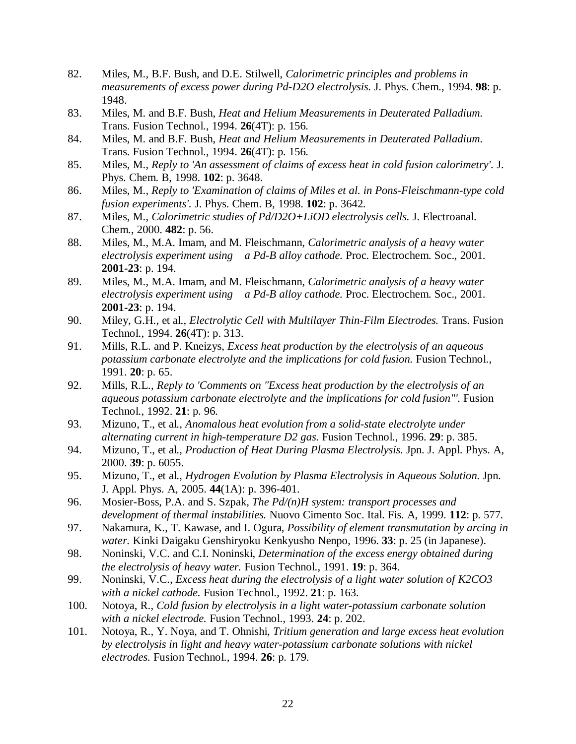82. Miles, M., B.F. Bush, and D.E. Stilwell, *Calorimetric principles and problems in measurements of excess power during Pd-D2O electrolysis.* J. Phys. Chem., 1994. **98**: p. 1948.
83. Miles, M. and B.F. Bush, *Heat and Helium Measurements in Deuterated Palladium.* Trans. Fusion Technol., 1994. **26**(4T): p. 156.
84. Miles, M. and B.F. Bush, *Heat and Helium Measurements in Deuterated Palladium.* Trans. Fusion Technol., 1994. **26**(4T): p. 156.
85. Miles, M., *Reply to 'An assessment of claims of excess heat in cold fusion calorimetry'.* J. Phys. Chem. B, 1998. **102**: p. 3648.
86. Miles, M., *Reply to 'Examination of claims of Miles et al. in Pons-Fleischmann-type cold fusion experiments'.* J. Phys. Chem. B, 1998. **102**: p. 3642.
87. Miles, M., *Calorimetric studies of Pd/D2O+LiOD electrolysis cells.* J. Electroanal. Chem., 2000. **482**: p. 56.
88. Miles, M., M.A. Imam, and M. Fleischmann, *Calorimetric analysis of a heavy water electrolysis experiment using a Pd-B alloy cathode.* Proc. Electrochem. Soc., 2001. **2001-23**: p. 194.
89. Miles, M., M.A. Imam, and M. Fleischmann, *Calorimetric analysis of a heavy water electrolysis experiment using a Pd-B alloy cathode.* Proc. Electrochem. Soc., 2001. **2001-23**: p. 194.
90. Miley, G.H., et al., *Electrolytic Cell with Multilayer Thin-Film Electrodes.* Trans. Fusion Technol., 1994. **26**(4T): p. 313.
91. Mills, R.L. and P. Kneizys, *Excess heat production by the electrolysis of an aqueous potassium carbonate electrolyte and the implications for cold fusion.* Fusion Technol., 1991. **20**: p. 65.
92. Mills, R.L., *Reply to 'Comments on "Excess heat production by the electrolysis of an aqueous potassium carbonate electrolyte and the implications for cold fusion"'.* Fusion Technol., 1992. **21**: p. 96.
93. Mizuno, T., et al., *Anomalous heat evolution from a solid-state electrolyte under alternating current in high-temperature D2 gas.* Fusion Technol., 1996. **29**: p. 385.
94. Mizuno, T., et al., *Production of Heat During Plasma Electrolysis.* Jpn. J. Appl. Phys. A, 2000. **39**: p. 6055.
95. Mizuno, T., et al., *Hydrogen Evolution by Plasma Electrolysis in Aqueous Solution.* Jpn. J. Appl. Phys. A, 2005. **44**(1A): p. 396-401.
96. Mosier-Boss, P.A. and S. Szpak, *The Pd/(n)H system: transport processes and development of thermal instabilities.* Nuovo Cimento Soc. Ital. Fis. A, 1999. **112**: p. 577.
97. Nakamura, K., T. Kawase, and I. Ogura, *Possibility of element transmutation by arcing in water.* Kinki Daigaku Genshiryoku Kenkyusho Nenpo, 1996. **33**: p. 25 (in Japanese).
98. Noninski, V.C. and C.I. Noninski, *Determination of the excess energy obtained during the electrolysis of heavy water.* Fusion Technol., 1991. **19**: p. 364.
99. Noninski, V.C., *Excess heat during the electrolysis of a light water solution of K2CO3 with a nickel cathode.* Fusion Technol., 1992. **21**: p. 163.
100. Notoya, R., *Cold fusion by electrolysis in a light water-potassium carbonate solution with a nickel electrode.* Fusion Technol., 1993. **24**: p. 202.
101. Notoya, R., Y. Noya, and T. Ohnishi, *Tritium generation and large excess heat evolution by electrolysis in light and heavy water-potassium carbonate solutions with nickel electrodes.* Fusion Technol., 1994. **26**: p. 179.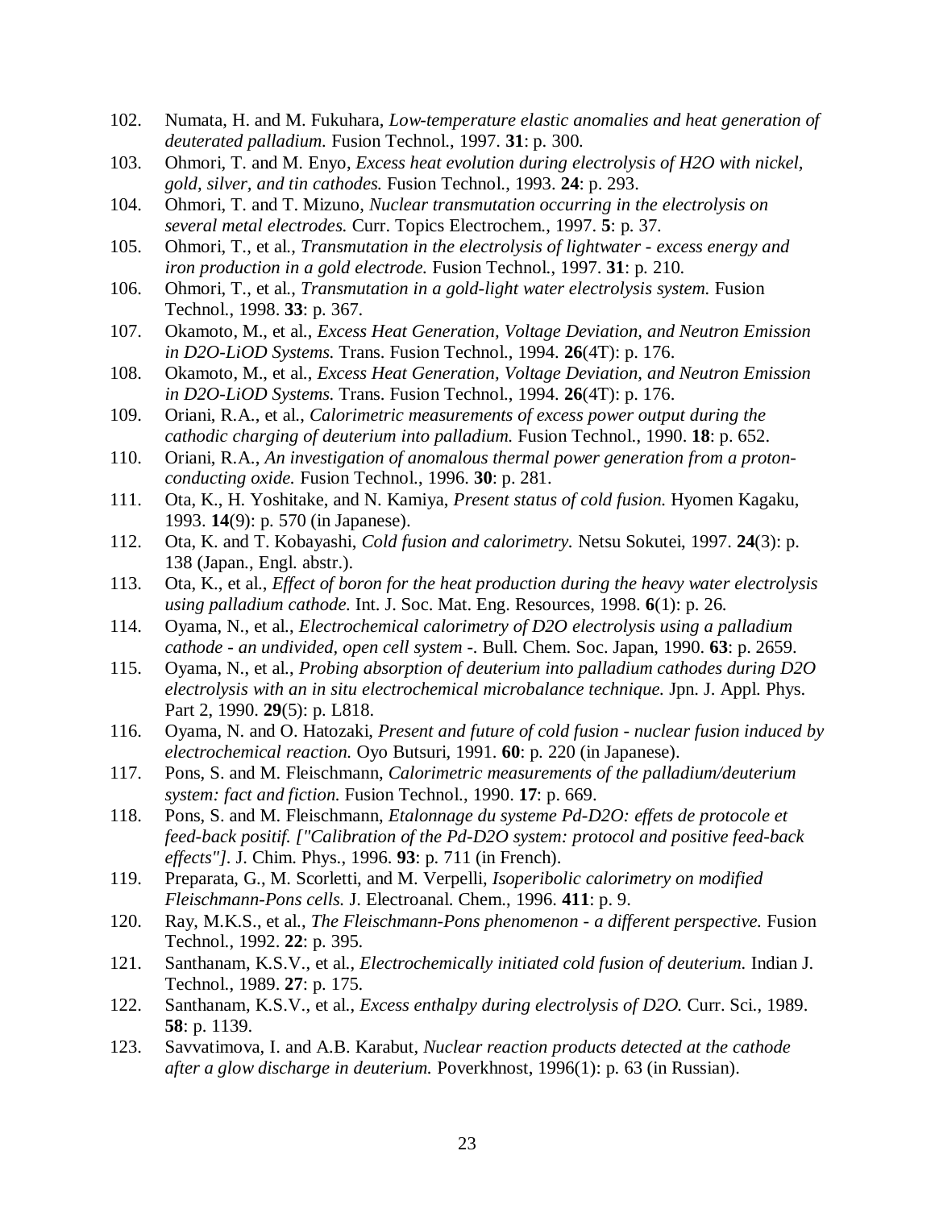102. Numata, H. and M. Fukuhara, *Low-temperature elastic anomalies and heat generation of deuterated palladium.* Fusion Technol., 1997. **31**: p. 300.
103. Ohmori, T. and M. Enyo, *Excess heat evolution during electrolysis of H2O with nickel, gold, silver, and tin cathodes.* Fusion Technol., 1993. **24**: p. 293.
104. Ohmori, T. and T. Mizuno, *Nuclear transmutation occurring in the electrolysis on several metal electrodes.* Curr. Topics Electrochem., 1997. **5**: p. 37.
105. Ohmori, T., et al., *Transmutation in the electrolysis of lightwater - excess energy and iron production in a gold electrode.* Fusion Technol., 1997. **31**: p. 210.
106. Ohmori, T., et al., *Transmutation in a gold-light water electrolysis system.* Fusion Technol., 1998. **33**: p. 367.
107. Okamoto, M., et al., *Excess Heat Generation, Voltage Deviation, and Neutron Emission in D2O-LiOD Systems.* Trans. Fusion Technol., 1994. **26**(4T): p. 176.
108. Okamoto, M., et al., *Excess Heat Generation, Voltage Deviation, and Neutron Emission in D2O-LiOD Systems.* Trans. Fusion Technol., 1994. **26**(4T): p. 176.
109. Oriani, R.A., et al., *Calorimetric measurements of excess power output during the cathodic charging of deuterium into palladium.* Fusion Technol., 1990. **18**: p. 652.
110. Oriani, R.A., *An investigation of anomalous thermal power generation from a proton-conducting oxide.* Fusion Technol., 1996. **30**: p. 281.
111. Ota, K., H. Yoshitake, and N. Kamiya, *Present status of cold fusion.* Hyomen Kagaku, 1993. **14**(9): p. 570 (in Japanese).
112. Ota, K. and T. Kobayashi, *Cold fusion and calorimetry.* Netsu Sokutei, 1997. **24**(3): p. 138 (Japan., Engl. abstr.).
113. Ota, K., et al., *Effect of boron for the heat production during the heavy water electrolysis using palladium cathode.* Int. J. Soc. Mat. Eng. Resources, 1998. **6**(1): p. 26.
114. Oyama, N., et al., *Electrochemical calorimetry of D2O electrolysis using a palladium cathode - an undivided, open cell system -.* Bull. Chem. Soc. Japan, 1990. **63**: p. 2659.
115. Oyama, N., et al., *Probing absorption of deuterium into palladium cathodes during D2O electrolysis with an in situ electrochemical microbalance technique.* Jpn. J. Appl. Phys. Part 2, 1990. **29**(5): p. L818.
116. Oyama, N. and O. Hatozaki, *Present and future of cold fusion - nuclear fusion induced by electrochemical reaction.* Oyo Butsuri, 1991. **60**: p. 220 (in Japanese).
117. Pons, S. and M. Fleischmann, *Calorimetric measurements of the palladium/deuterium system: fact and fiction.* Fusion Technol., 1990. **17**: p. 669.
118. Pons, S. and M. Fleischmann, *Etalonnage du systeme Pd-D2O: effets de protocole et feed-back positif. ["Calibration of the Pd-D2O system: protocol and positive feed-back effects"].* J. Chim. Phys., 1996. **93**: p. 711 (in French).
119. Preparata, G., M. Scorletti, and M. Verpelli, *Isoperibolic calorimetry on modified Fleischmann-Pons cells.* J. Electroanal. Chem., 1996. **411**: p. 9.
120. Ray, M.K.S., et al., *The Fleischmann-Pons phenomenon - a different perspective.* Fusion Technol., 1992. **22**: p. 395.
121. Santhanam, K.S.V., et al., *Electrochemically initiated cold fusion of deuterium.* Indian J. Technol., 1989. **27**: p. 175.
122. Santhanam, K.S.V., et al., *Excess enthalpy during electrolysis of D2O.* Curr. Sci., 1989. **58**: p. 1139.
123. Savvatimova, I. and A.B. Karabut, *Nuclear reaction products detected at the cathode after a glow discharge in deuterium.* Poverkhnost, 1996(1): p. 63 (in Russian).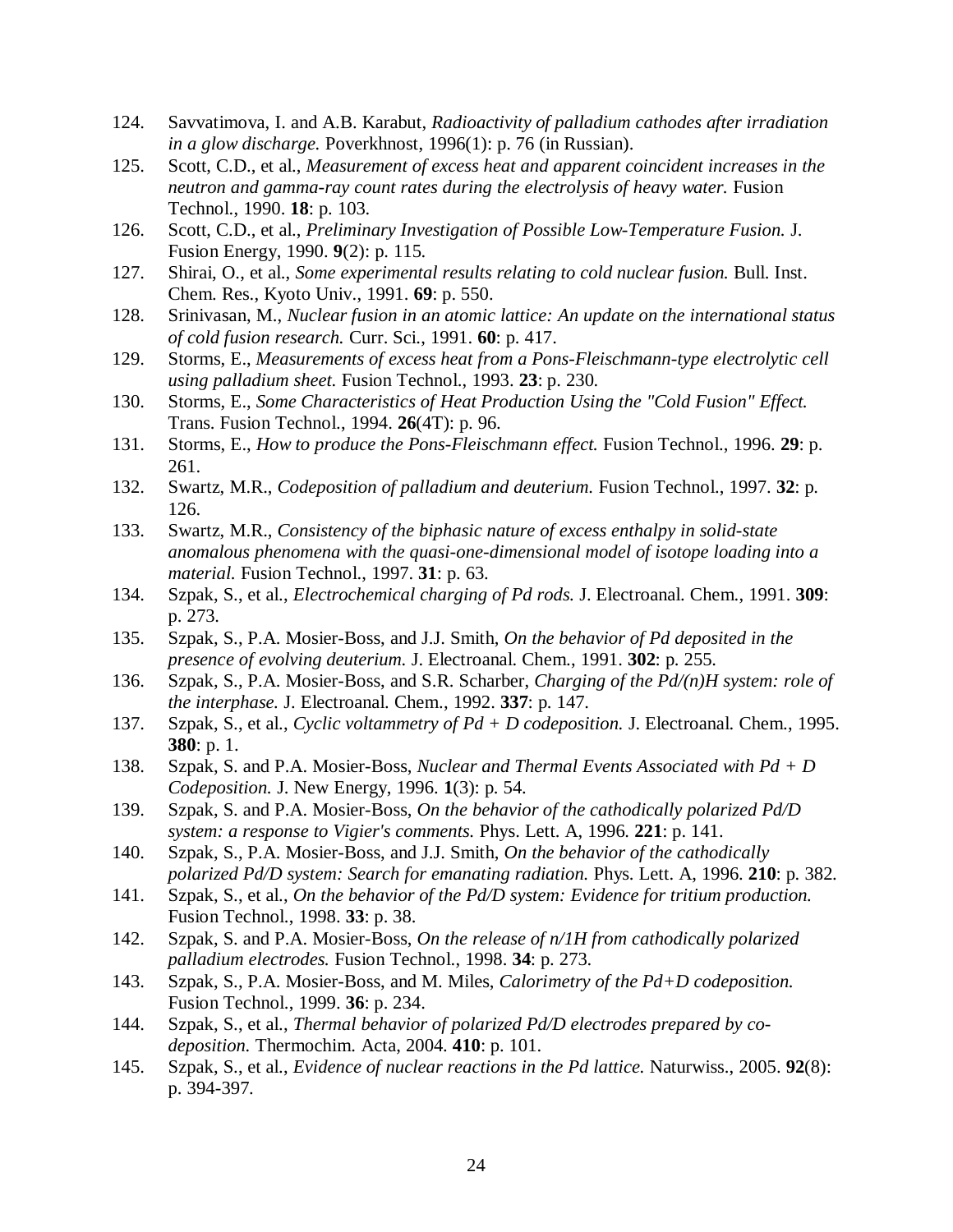124. Savvatimova, I. and A.B. Karabut, *Radioactivity of palladium cathodes after irradiation in a glow discharge.* Poverkhnost, 1996(1): p. 76 (in Russian).
125. Scott, C.D., et al., *Measurement of excess heat and apparent coincident increases in the neutron and gamma-ray count rates during the electrolysis of heavy water.* Fusion Technol., 1990. **18**: p. 103.
126. Scott, C.D., et al., *Preliminary Investigation of Possible Low-Temperature Fusion.* J. Fusion Energy, 1990. **9**(2): p. 115.
127. Shirai, O., et al., *Some experimental results relating to cold nuclear fusion.* Bull. Inst. Chem. Res., Kyoto Univ., 1991. **69**: p. 550.
128. Srinivasan, M., *Nuclear fusion in an atomic lattice: An update on the international status of cold fusion research.* Curr. Sci., 1991. **60**: p. 417.
129. Storms, E., *Measurements of excess heat from a Pons-Fleischmann-type electrolytic cell using palladium sheet.* Fusion Technol., 1993. **23**: p. 230.
130. Storms, E., *Some Characteristics of Heat Production Using the "Cold Fusion" Effect.* Trans. Fusion Technol., 1994. **26**(4T): p. 96.
131. Storms, E., *How to produce the Pons-Fleischmann effect.* Fusion Technol., 1996. **29**: p. 261.
132. Swartz, M.R., *Codeposition of palladium and deuterium.* Fusion Technol., 1997. **32**: p. 126.
133. Swartz, M.R., *Consistency of the biphasic nature of excess enthalpy in solid-state anomalous phenomena with the quasi-one-dimensional model of isotope loading into a material.* Fusion Technol., 1997. **31**: p. 63.
134. Szpak, S., et al., *Electrochemical charging of Pd rods.* J. Electroanal. Chem., 1991. **309**: p. 273.
135. Szpak, S., P.A. Mosier-Boss, and J.J. Smith, *On the behavior of Pd deposited in the presence of evolving deuterium.* J. Electroanal. Chem., 1991. **302**: p. 255.
136. Szpak, S., P.A. Mosier-Boss, and S.R. Scharber, *Charging of the Pd/(n)H system: role of the interphase.* J. Electroanal. Chem., 1992. **337**: p. 147.
137. Szpak, S., et al., *Cyclic voltammetry of Pd + D codeposition.* J. Electroanal. Chem., 1995. **380**: p. 1.
138. Szpak, S. and P.A. Mosier-Boss, *Nuclear and Thermal Events Associated with Pd + D Codeposition.* J. New Energy, 1996. **1**(3): p. 54.
139. Szpak, S. and P.A. Mosier-Boss, *On the behavior of the cathodically polarized Pd/D system: a response to Vigier's comments.* Phys. Lett. A, 1996. **221**: p. 141.
140. Szpak, S., P.A. Mosier-Boss, and J.J. Smith, *On the behavior of the cathodically polarized Pd/D system: Search for emanating radiation.* Phys. Lett. A, 1996. **210**: p. 382.
141. Szpak, S., et al., *On the behavior of the Pd/D system: Evidence for tritium production.* Fusion Technol., 1998. **33**: p. 38.
142. Szpak, S. and P.A. Mosier-Boss, *On the release of n/1H from cathodically polarized palladium electrodes.* Fusion Technol., 1998. **34**: p. 273.
143. Szpak, S., P.A. Mosier-Boss, and M. Miles, *Calorimetry of the Pd+D codeposition.* Fusion Technol., 1999. **36**: p. 234.
144. Szpak, S., et al., *Thermal behavior of polarized Pd/D electrodes prepared by co-deposition.* Thermochim. Acta, 2004. **410**: p. 101.
145. Szpak, S., et al., *Evidence of nuclear reactions in the Pd lattice.* Naturwiss., 2005. **92**(8): p. 394-397.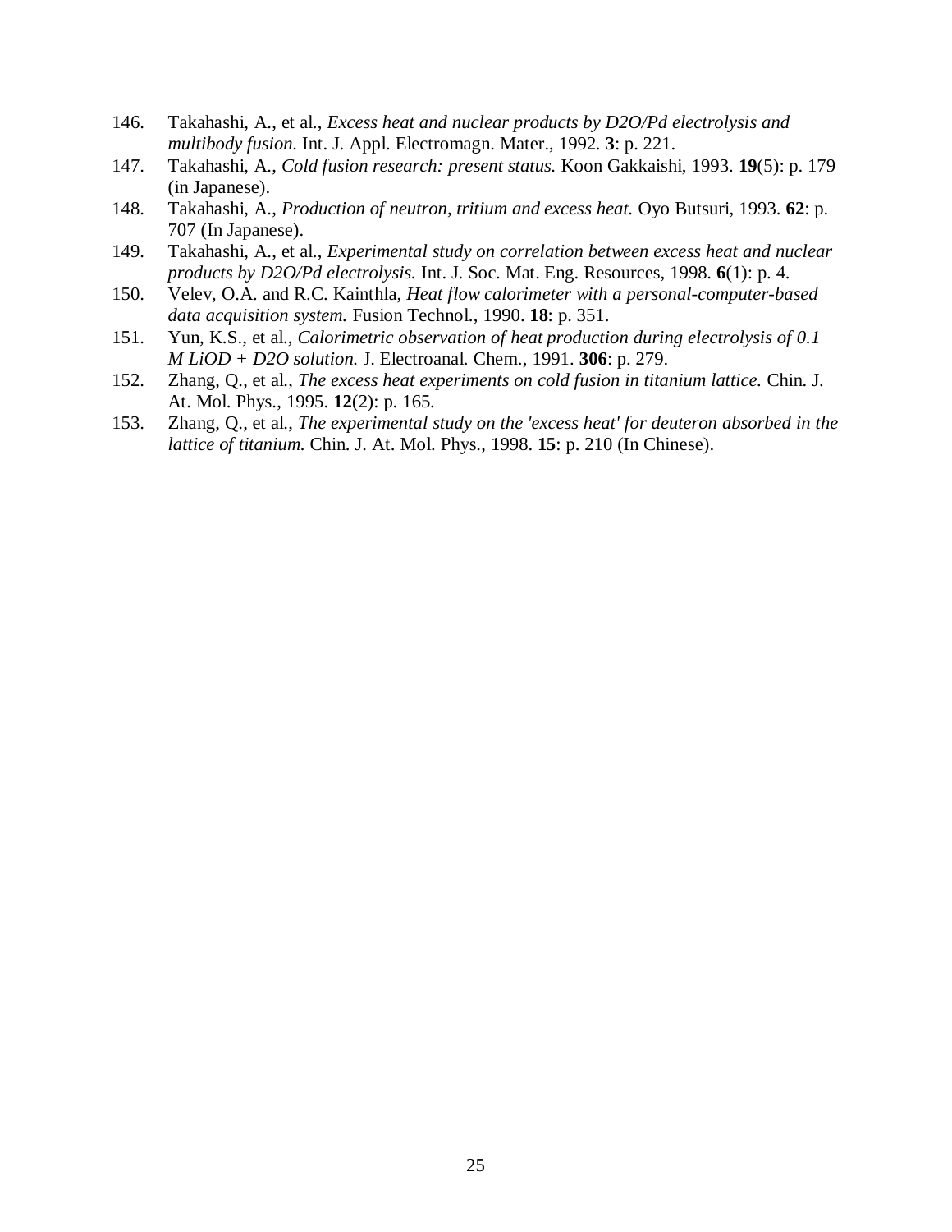146. Takahashi, A., et al., *Excess heat and nuclear products by D2O/Pd electrolysis and multibody fusion.* Int. J. Appl. Electromagn. Mater., 1992. **3**: p. 221.
147. Takahashi, A., *Cold fusion research: present status.* Koon Gakkaishi, 1993. **19**(5): p. 179 (in Japanese).
148. Takahashi, A., *Production of neutron, tritium and excess heat.* Oyo Butsuri, 1993. **62**: p. 707 (In Japanese).
149. Takahashi, A., et al., *Experimental study on correlation between excess heat and nuclear products by D2O/Pd electrolysis.* Int. J. Soc. Mat. Eng. Resources, 1998. **6**(1): p. 4.
150. Velev, O.A. and R.C. Kainthla, *Heat flow calorimeter with a personal-computer-based data acquisition system.* Fusion Technol., 1990. **18**: p. 351.
151. Yun, K.S., et al., *Calorimetric observation of heat production during electrolysis of 0.1 M LiOD + D2O solution.* J. Electroanal. Chem., 1991. **306**: p. 279.
152. Zhang, Q., et al., *The excess heat experiments on cold fusion in titanium lattice.* Chin. J. At. Mol. Phys., 1995. **12**(2): p. 165.
153. Zhang, Q., et al., *The experimental study on the 'excess heat' for deuteron absorbed in the lattice of titanium.* Chin. J. At. Mol. Phys., 1998. **15**: p. 210 (In Chinese).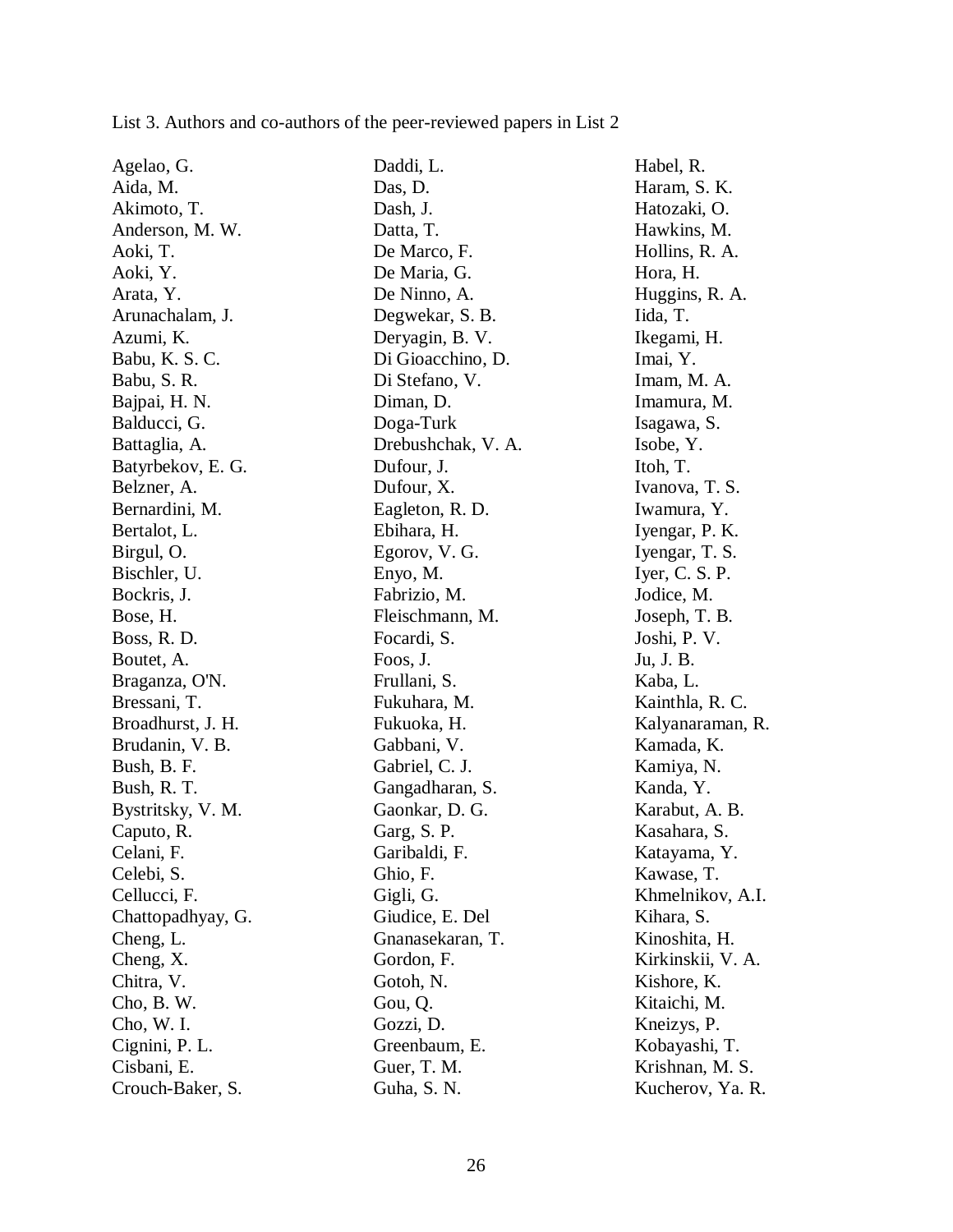List 3. Authors and co-authors of the peer-reviewed papers in List 2

Agelao, G.
Aida, M.
Akimoto, T.
Anderson, M. W.
Aoki, T.
Aoki, Y.
Arata, Y.
Arunachalam, J.
Azumi, K.
Babu, K. S. C.
Babu, S. R.
Bajpai, H. N.
Balducci, G.
Battaglia, A.
Batyrbekov, E. G.
Belzner, A.
Bernardini, M.
Bertalot, L.
Birgul, O.
Bischler, U.
Bockris, J.
Bose, H.
Boss, R. D.
Boutet, A.
Braganza, O'N.
Bressani, T.
Broadhurst, J. H.
Brudanin, V. B.
Bush, B. F.
Bush, R. T.
Bystritsky, V. M.
Caputo, R.
Celani, F.
Celebi, S.
Cellucci, F.
Chattopadhyay, G.
Cheng, L.
Cheng, X.
Chitra, V.
Cho, B. W.
Cho, W. I.
Cignini, P. L.
Cisbani, E.
Crouch-Baker, S.
Daddi, L.
Das, D.
Dash, J.
Datta, T.
De Marco, F.
De Maria, G.
De Ninno, A.
Degwekar, S. B.
Deryagin, B. V.
Di Gioacchino, D.
Di Stefano, V.
Diman, D.
Doga-Turk
Drebushchak, V. A.
Dufour, J.
Dufour, X.
Eagleton, R. D.
Ebihara, H.
Egorov, V. G.
Enyo, M.
Fabrizio, M.
Fleischmann, M.
Focardi, S.
Foos, J.
Frullani, S.
Fukuhara, M.
Fukuoka, H.
Gabbani, V.
Gabriel, C. J.
Gangadharan, S.
Gaonkar, D. G.
Garg, S. P.
Garibaldi, F.
Ghio, F.
Gigli, G.
Giudice, E. Del
Gnanasekaran, T.
Gordon, F.
Gotoh, N.
Gou, Q.
Gozzi, D.
Greenbaum, E.
Guer, T. M.
Guha, S. N.
Habel, R.
Haram, S. K.
Hatozaki, O.
Hawkins, M.
Hollins, R. A.
Hora, H.
Huggins, R. A.
Iida, T.
Ikegami, H.
Imai, Y.
Imam, M. A.
Imamura, M.
Isagawa, S.
Isobe, Y.
Itoh, T.
Ivanova, T. S.
Iwamura, Y.
Iyengar, P. K.
Iyengar, T. S.
Iyer, C. S. P.
Jodice, M.
Joseph, T. B.
Joshi, P. V.
Ju, J. B.
Kaba, L.
Kainthla, R. C.
Kalyanaraman, R.
Kamada, K.
Kamiya, N.
Kanda, Y.
Karabut, A. B.
Kasahara, S.
Katayama, Y.
Kawase, T.
Khmelnikov, A.I.
Kihara, S.
Kinoshita, H.
Kirkinskii, V. A.
Kishore, K.
Kitaichi, M.
Kneizys, P.
Kobayashi, T.
Krishnan, M. S.
Kucherov, Ya. R.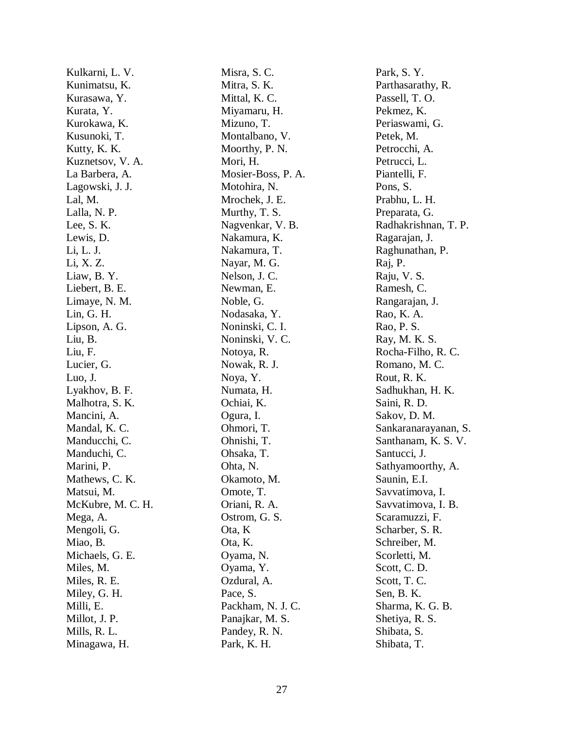Kulkarni, L. V.
Kunimatsu, K.
Kurasawa, Y.
Kurata, Y.
Kurokawa, K.
Kusunoki, T.
Kutty, K. K.
Kuznetsov, V. A.
La Barbera, A.
Lagowski, J. J.
Lal, M.
Lalla, N. P.
Lee, S. K.
Lewis, D.
Li, L. J.
Li, X. Z.
Liaw, B. Y.
Liebert, B. E.
Limaye, N. M.
Lin, G. H.
Lipson, A. G.
Liu, B.
Liu, F.
Lucier, G.
Luo, J.
Lyakhov, B. F.
Malhotra, S. K.
Mancini, A.
Mandal, K. C.
Manducchi, C.
Manduchi, C.
Marini, P.
Mathews, C. K.
Matsui, M.
McKubre, M. C. H.
Mega, A.
Mengoli, G.
Miao, B.
Michaels, G. E.
Miles, M.
Miles, R. E.
Miley, G. H.
Milli, E.
Millot, J. P.
Mills, R. L.
Minagawa, H.
Misra, S. C.
Mitra, S. K.
Mittal, K. C.
Miyamaru, H.
Mizuno, T.
Montalbano, V.
Moorthy, P. N.
Mori, H.
Mosier-Boss, P. A.
Motohira, N.
Mrochek, J. E.
Murthy, T. S.
Nagvenkar, V. B.
Nakamura, K.
Nakamura, T.
Nayar, M. G.
Nelson, J. C.
Newman, E.
Noble, G.
Nodasaka, Y.
Noninski, C. I.
Noninski, V. C.
Notoya, R.
Nowak, R. J.
Noya, Y.
Numata, H.
Ochiai, K.
Ogura, I.
Ohmori, T.
Ohnishi, T.
Ohsaka, T.
Ohta, N.
Okamoto, M.
Omote, T.
Oriani, R. A.
Ostrom, G. S.
Ota, K
Ota, K.
Oyama, N.
Oyama, Y.
Ozdural, A.
Pace, S.
Packham, N. J. C.
Panajkar, M. S.
Pandey, R. N.
Park, K. H.
Park, S. Y.
Parthasarathy, R.
Passell, T. O.
Pekmez, K.
Periaswami, G.
Petek, M.
Petrocchi, A.
Petrucci, L.
Piantelli, F.
Pons, S.
Prabhu, L. H.
Preparata, G.
Radhakrishnan, T. P.
Ragarajan, J.
Raghunathan, P.
Raj, P.
Raju, V. S.
Ramesh, C.
Rangarajan, J.
Rao, K. A.
Rao, P. S.
Ray, M. K. S.
Rocha-Filho, R. C.
Romano, M. C.
Rout, R. K.
Sadhukhan, H. K.
Saini, R. D.
Sakov, D. M.
Sankaranarayanan, S.
Santhanam, K. S. V.
Santucci, J.
Sathyamoorthy, A.
Saunin, E.I.
Savvatimova, I.
Savvatimova, I. B.
Scaramuzzi, F.
Scharber, S. R.
Schreiber, M.
Scorletti, M.
Scott, C. D.
Scott, T. C.
Sen, B. K.
Sharma, K. G. B.
Shetiya, R. S.
Shibata, S.
Shibata, T.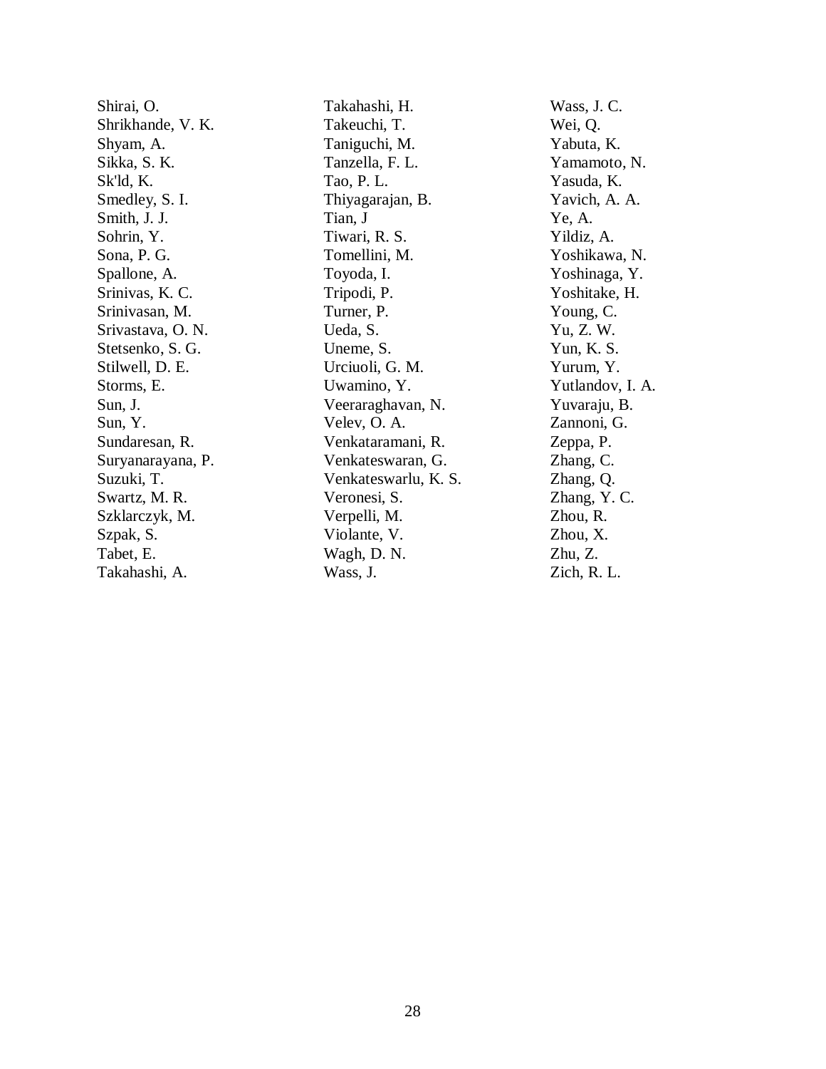Shirai, O.
Shrikhande, V. K.
Shyam, A.
Sikka, S. K.
Sk'ld, K.
Smedley, S. I.
Smith, J. J.
Sohrin, Y.
Sona, P. G.
Spallone, A.
Srinivas, K. C.
Srinivasan, M.
Srivastava, O. N.
Stetsenko, S. G.
Stilwell, D. E.
Storms, E.
Sun, J.
Sun, Y.
Sundaresan, R.
Suryanarayana, P.
Suzuki, T.
Swartz, M. R.
Szklarczyk, M.
Szpak, S.
Tabet, E.
Takahashi, A.
Takahashi, H.
Takeuchi, T.
Taniguchi, M.
Tanzella, F. L.
Tao, P. L.
Thiyagarajan, B.
Tian, J
Tiwari, R. S.
Tomellini, M.
Toyoda, I.
Tripodi, P.
Turner, P.
Ueda, S.
Uneme, S.
Urciuoli, G. M.
Uwamino, Y.
Veeraraghavan, N.
Velev, O. A.
Venkataramani, R.
Venkateswaran, G.
Venkateswarlu, K. S.
Veronesi, S.
Verpelli, M.
Violante, V.
Wagh, D. N.
Wass, J.
Wass, J. C.
Wei, Q.
Yabuta, K.
Yamamoto, N.
Yasuda, K.
Yavich, A. A.
Ye, A.
Yildiz, A.
Yoshikawa, N.
Yoshinaga, Y.
Yoshitake, H.
Young, C.
Yu, Z. W.
Yun, K. S.
Yurum, Y.
Yutlandov, I. A.
Yuvaraju, B.
Zannoni, G.
Zeppa, P.
Zhang, C.
Zhang, Q.
Zhang, Y. C.
Zhou, R.
Zhou, X.
Zhu, Z.
Zich, R. L.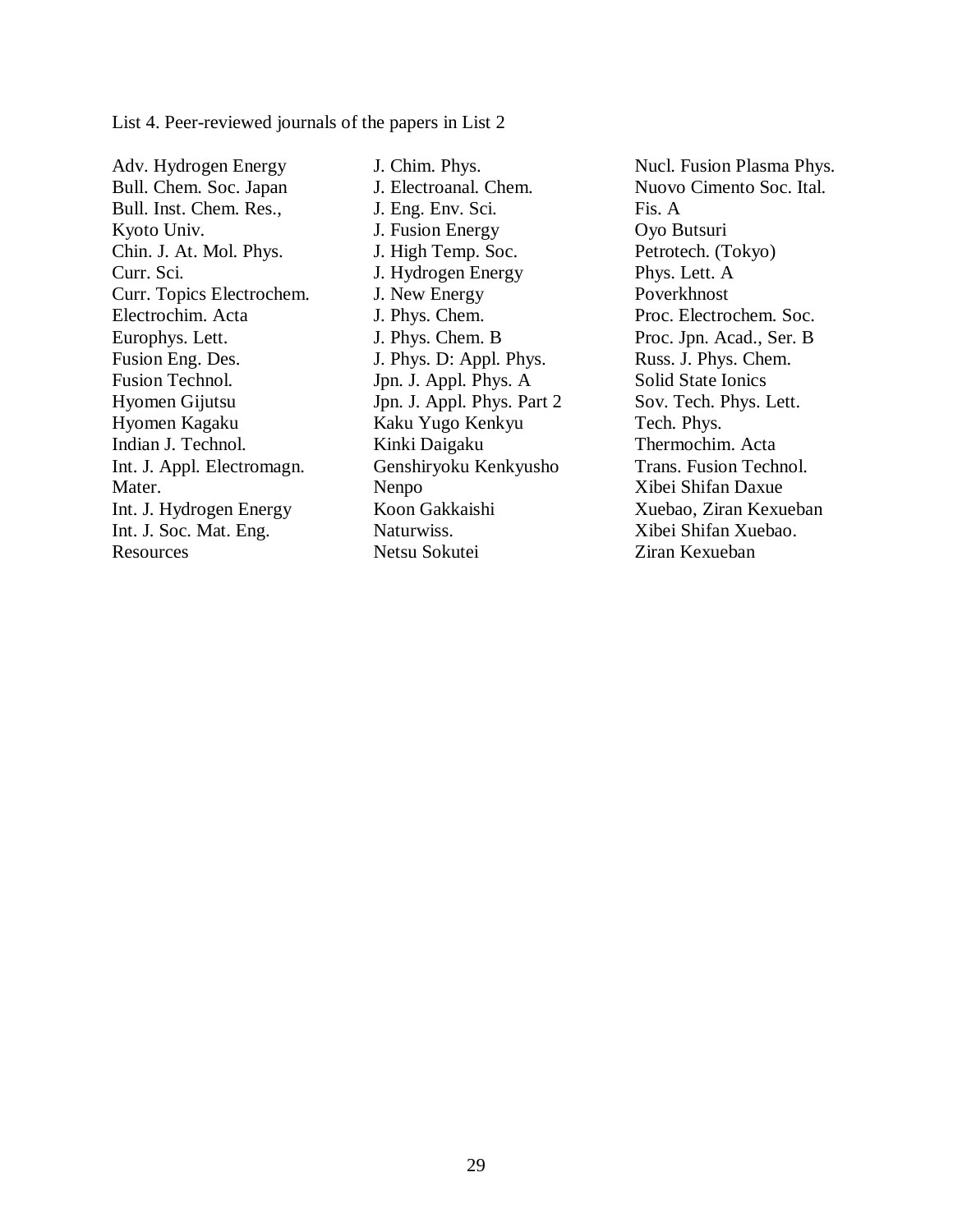List 4. Peer-reviewed journals of the papers in List 2

Adv. Hydrogen Energy
Bull. Chem. Soc. Japan
Bull. Inst. Chem. Res., Kyoto Univ.
Chin. J. At. Mol. Phys.
Curr. Sci.
Curr. Topics Electrochem.
Electrochim. Acta
Europhys. Lett.
Fusion Eng. Des.
Fusion Technol.
Hyomen Gijutsu
Hyomen Kagaku
Indian J. Technol.
Int. J. Appl. Electromagn. Mater.
Int. J. Hydrogen Energy
Int. J. Soc. Mat. Eng. Resources
J. Chim. Phys.
J. Electroanal. Chem.
J. Eng. Env. Sci.
J. Fusion Energy
J. High Temp. Soc.
J. Hydrogen Energy
J. New Energy
J. Phys. Chem.
J. Phys. Chem. B
J. Phys. D: Appl. Phys.
Jpn. J. Appl. Phys. A
Jpn. J. Appl. Phys. Part 2
Kaku Yugo Kenkyu
Kinki Daigaku Genshiryoku Kenkyusho Nenpo
Koon Gakkaishi
Naturwiss.
Netsu Sokutei
Nucl. Fusion Plasma Phys.
Nuovo Cimento Soc. Ital. Fis. A
Oyo Butsuri
Petrotech. (Tokyo)
Phys. Lett. A
Poverkhnost
Proc. Electrochem. Soc.
Proc. Jpn. Acad., Ser. B
Russ. J. Phys. Chem.
Solid State Ionics
Sov. Tech. Phys. Lett.
Tech. Phys.
Thermochim. Acta
Trans. Fusion Technol.
Xibei Shifan Daxue Xuebao, Ziran Kexueban
Xibei Shifan Xuebao. Ziran Kexueban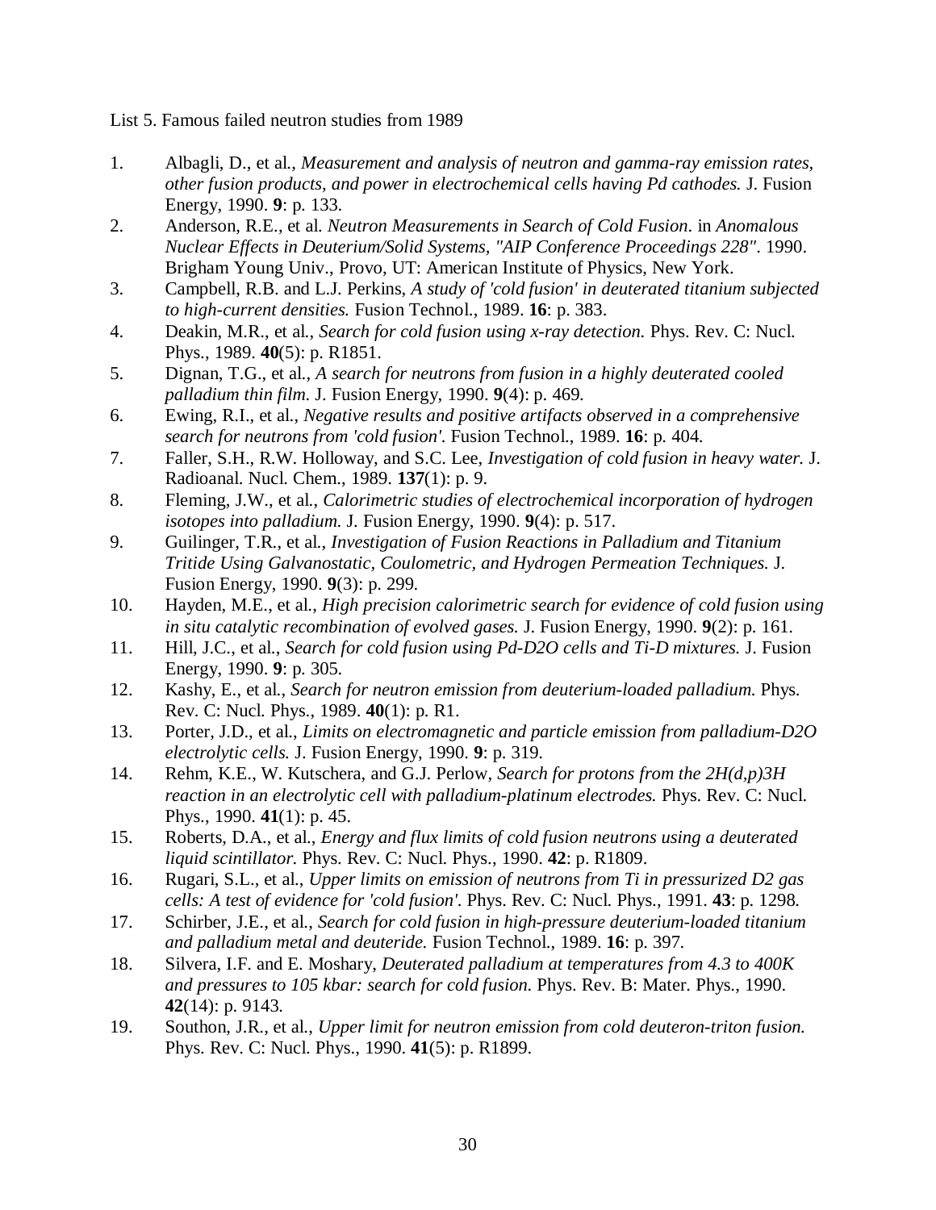List 5. Famous failed neutron studies from 1989

1. Albagli, D., et al., *Measurement and analysis of neutron and gamma-ray emission rates, other fusion products, and power in electrochemical cells having Pd cathodes.* J. Fusion Energy, 1990. **9**: p. 133.
2. Anderson, R.E., et al. *Neutron Measurements in Search of Cold Fusion*. in *Anomalous Nuclear Effects in Deuterium/Solid Systems, "AIP Conference Proceedings 228"*. 1990. Brigham Young Univ., Provo, UT: American Institute of Physics, New York.
3. Campbell, R.B. and L.J. Perkins, *A study of 'cold fusion' in deuterated titanium subjected to high-current densities.* Fusion Technol., 1989. **16**: p. 383.
4. Deakin, M.R., et al., *Search for cold fusion using x-ray detection.* Phys. Rev. C: Nucl. Phys., 1989. **40**(5): p. R1851.
5. Dignan, T.G., et al., *A search for neutrons from fusion in a highly deuterated cooled palladium thin film.* J. Fusion Energy, 1990. **9**(4): p. 469.
6. Ewing, R.I., et al., *Negative results and positive artifacts observed in a comprehensive search for neutrons from 'cold fusion'.* Fusion Technol., 1989. **16**: p. 404.
7. Faller, S.H., R.W. Holloway, and S.C. Lee, *Investigation of cold fusion in heavy water.* J. Radioanal. Nucl. Chem., 1989. **137**(1): p. 9.
8. Fleming, J.W., et al., *Calorimetric studies of electrochemical incorporation of hydrogen isotopes into palladium.* J. Fusion Energy, 1990. **9**(4): p. 517.
9. Guilinger, T.R., et al., *Investigation of Fusion Reactions in Palladium and Titanium Tritide Using Galvanostatic, Coulometric, and Hydrogen Permeation Techniques.* J. Fusion Energy, 1990. **9**(3): p. 299.
10. Hayden, M.E., et al., *High precision calorimetric search for evidence of cold fusion using in situ catalytic recombination of evolved gases.* J. Fusion Energy, 1990. **9**(2): p. 161.
11. Hill, J.C., et al., *Search for cold fusion using Pd-D2O cells and Ti-D mixtures.* J. Fusion Energy, 1990. **9**: p. 305.
12. Kashy, E., et al., *Search for neutron emission from deuterium-loaded palladium.* Phys. Rev. C: Nucl. Phys., 1989. **40**(1): p. R1.
13. Porter, J.D., et al., *Limits on electromagnetic and particle emission from palladium-D2O electrolytic cells.* J. Fusion Energy, 1990. **9**: p. 319.
14. Rehm, K.E., W. Kutschera, and G.J. Perlow, *Search for protons from the 2H(d,p)3H reaction in an electrolytic cell with palladium-platinum electrodes.* Phys. Rev. C: Nucl. Phys., 1990. **41**(1): p. 45.
15. Roberts, D.A., et al., *Energy and flux limits of cold fusion neutrons using a deuterated liquid scintillator.* Phys. Rev. C: Nucl. Phys., 1990. **42**: p. R1809.
16. Rugari, S.L., et al., *Upper limits on emission of neutrons from Ti in pressurized D2 gas cells: A test of evidence for 'cold fusion'.* Phys. Rev. C: Nucl. Phys., 1991. **43**: p. 1298.
17. Schirber, J.E., et al., *Search for cold fusion in high-pressure deuterium-loaded titanium and palladium metal and deuteride.* Fusion Technol., 1989. **16**: p. 397.
18. Silvera, I.F. and E. Moshary, *Deuterated palladium at temperatures from 4.3 to 400K and pressures to 105 kbar: search for cold fusion.* Phys. Rev. B: Mater. Phys., 1990. **42**(14): p. 9143.
19. Southon, J.R., et al., *Upper limit for neutron emission from cold deuteron-triton fusion.* Phys. Rev. C: Nucl. Phys., 1990. **41**(5): p. R1899.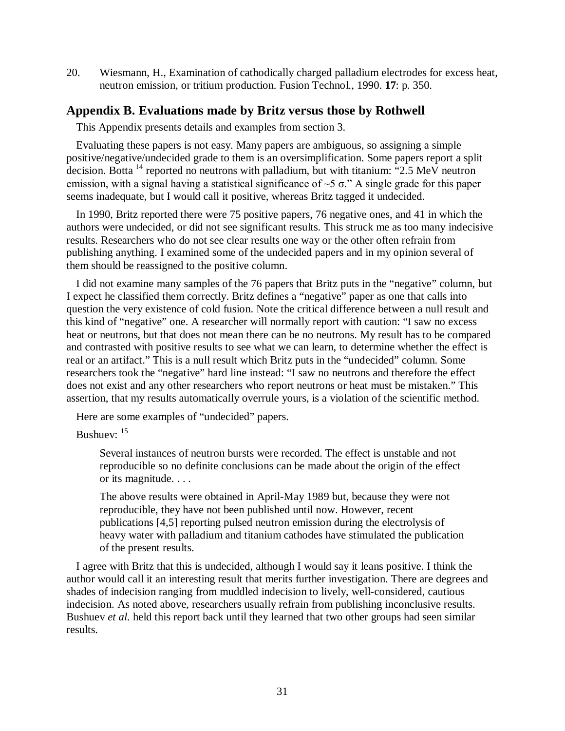20. Wiesmann, H., Examination of cathodically charged palladium electrodes for excess heat, neutron emission, or tritium production. Fusion Technol., 1990. **17**: p. 350.

## Appendix B. Evaluations made by Britz versus those by Rothwell

This Appendix presents details and examples from section 3.

Evaluating these papers is not easy. Many papers are ambiguous, so assigning a simple positive/negative/undecided grade to them is an oversimplification. Some papers report a split decision. Botta [14] reported no neutrons with palladium, but with titanium: "2.5 MeV neutron emission, with a signal having a statistical significance of ~5 σ." A single grade for this paper seems inadequate, but I would call it positive, whereas Britz tagged it undecided.

In 1990, Britz reported there were 75 positive papers, 76 negative ones, and 41 in which the authors were undecided, or did not see significant results. This struck me as too many indecisive results. Researchers who do not see clear results one way or the other often refrain from publishing anything. I examined some of the undecided papers and in my opinion several of them should be reassigned to the positive column.

I did not examine many samples of the 76 papers that Britz puts in the "negative" column, but I expect he classified them correctly. Britz defines a "negative" paper as one that calls into question the very existence of cold fusion. Note the critical difference between a null result and this kind of "negative" one. A researcher will normally report with caution: "I saw no excess heat or neutrons, but that does not mean there can be no neutrons. My result has to be compared and contrasted with positive results to see what we can learn, to determine whether the effect is real or an artifact." This is a null result which Britz puts in the "undecided" column. Some researchers took the "negative" hard line instead: "I saw no neutrons and therefore the effect does not exist and any other researchers who report neutrons or heat must be mistaken." This assertion, that my results automatically overrule yours, is a violation of the scientific method.

Here are some examples of "undecided" papers.

Bushuev: [15]

> Several instances of neutron bursts were recorded. The effect is unstable and not reproducible so no definite conclusions can be made about the origin of the effect or its magnitude. . . .
>
> The above results were obtained in April-May 1989 but, because they were not reproducible, they have not been published until now. However, recent publications [4,5] reporting pulsed neutron emission during the electrolysis of heavy water with palladium and titanium cathodes have stimulated the publication of the present results.

I agree with Britz that this is undecided, although I would say it leans positive. I think the author would call it an interesting result that merits further investigation. There are degrees and shades of indecision ranging from muddled indecision to lively, well-considered, cautious indecision. As noted above, researchers usually refrain from publishing inconclusive results. Bushuev *et al.* held this report back until they learned that two other groups had seen similar results.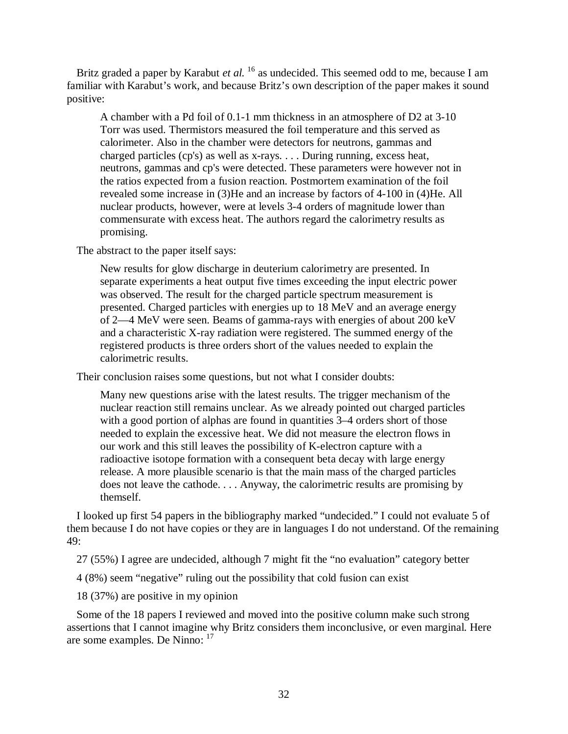Britz graded a paper by Karabut *et al.* [16] as undecided. This seemed odd to me, because I am familiar with Karabut's work, and because Britz's own description of the paper makes it sound positive:

> A chamber with a Pd foil of 0.1-1 mm thickness in an atmosphere of D2 at 3-10 Torr was used. Thermistors measured the foil temperature and this served as calorimeter. Also in the chamber were detectors for neutrons, gammas and charged particles (cp's) as well as x-rays. . . . During running, excess heat, neutrons, gammas and cp's were detected. These parameters were however not in the ratios expected from a fusion reaction. Postmortem examination of the foil revealed some increase in (3)He and an increase by factors of 4-100 in (4)He. All nuclear products, however, were at levels 3-4 orders of magnitude lower than commensurate with excess heat. The authors regard the calorimetry results as promising.

The abstract to the paper itself says:

> New results for glow discharge in deuterium calorimetry are presented. In separate experiments a heat output five times exceeding the input electric power was observed. The result for the charged particle spectrum measurement is presented. Charged particles with energies up to 18 MeV and an average energy of 2—4 MeV were seen. Beams of gamma-rays with energies of about 200 keV and a characteristic X-ray radiation were registered. The summed energy of the registered products is three orders short of the values needed to explain the calorimetric results.

Their conclusion raises some questions, but not what I consider doubts:

> Many new questions arise with the latest results. The trigger mechanism of the nuclear reaction still remains unclear. As we already pointed out charged particles with a good portion of alphas are found in quantities 3–4 orders short of those needed to explain the excessive heat. We did not measure the electron flows in our work and this still leaves the possibility of K-electron capture with a radioactive isotope formation with a consequent beta decay with large energy release. A more plausible scenario is that the main mass of the charged particles does not leave the cathode. . . . Anyway, the calorimetric results are promising by themself.

I looked up first 54 papers in the bibliography marked "undecided." I could not evaluate 5 of them because I do not have copies or they are in languages I do not understand. Of the remaining 49:

27 (55%) I agree are undecided, although 7 might fit the "no evaluation" category better

4 (8%) seem "negative" ruling out the possibility that cold fusion can exist

18 (37%) are positive in my opinion

Some of the 18 papers I reviewed and moved into the positive column make such strong assertions that I cannot imagine why Britz considers them inconclusive, or even marginal. Here are some examples. De Ninno: [17]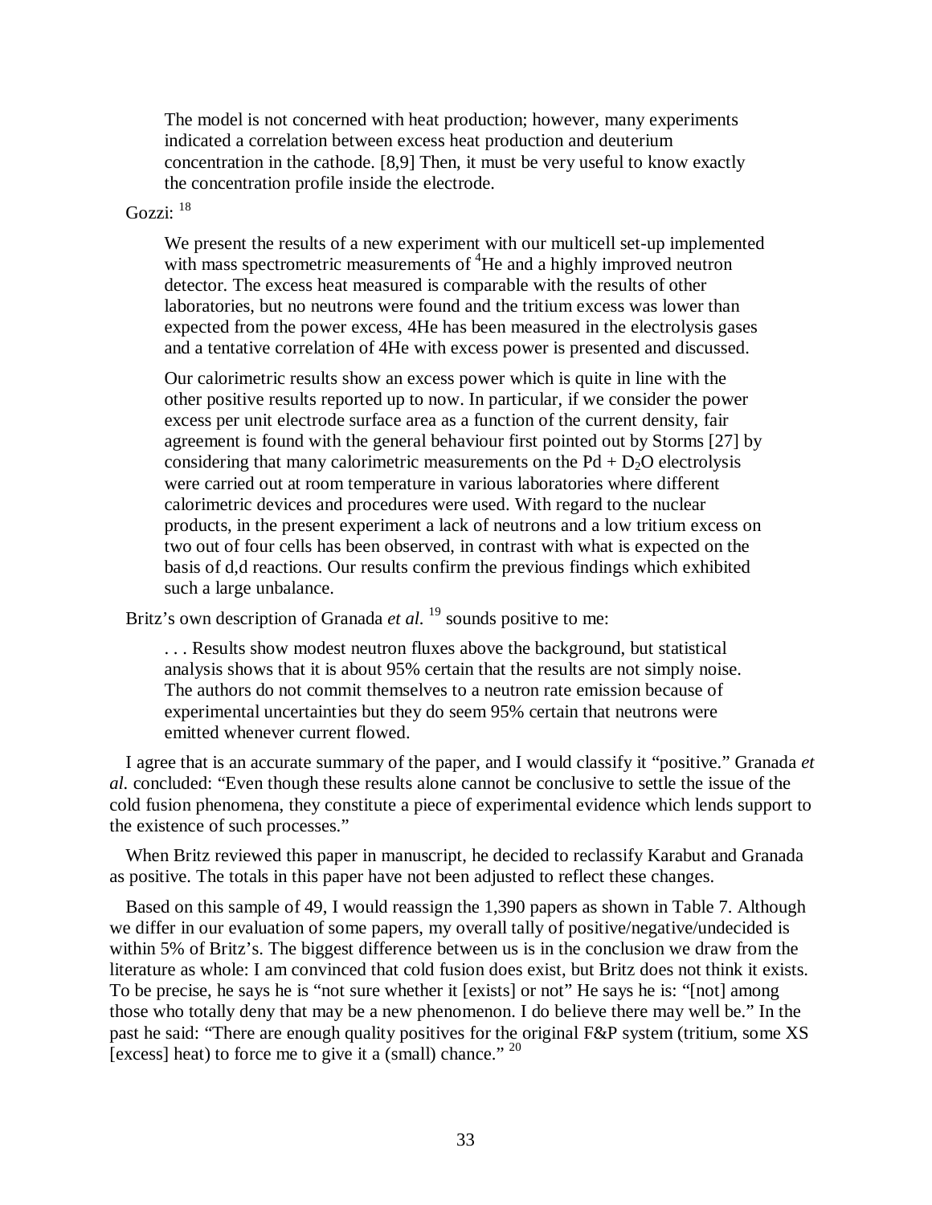> The model is not concerned with heat production; however, many experiments indicated a correlation between excess heat production and deuterium concentration in the cathode. [8,9] Then, it must be very useful to know exactly the concentration profile inside the electrode.

Gozzi: [18]

> We present the results of a new experiment with our multicell set-up implemented with mass spectrometric measurements of $^4$He and a highly improved neutron detector. The excess heat measured is comparable with the results of other laboratories, but no neutrons were found and the tritium excess was lower than expected from the power excess, 4He has been measured in the electrolysis gases and a tentative correlation of 4He with excess power is presented and discussed.
>
> Our calorimetric results show an excess power which is quite in line with the other positive results reported up to now. In particular, if we consider the power excess per unit electrode surface area as a function of the current density, fair agreement is found with the general behaviour first pointed out by Storms [27] by considering that many calorimetric measurements on the Pd + $D_2O$ electrolysis were carried out at room temperature in various laboratories where different calorimetric devices and procedures were used. With regard to the nuclear products, in the present experiment a lack of neutrons and a low tritium excess on two out of four cells has been observed, in contrast with what is expected on the basis of d,d reactions. Our results confirm the previous findings which exhibited such a large unbalance.

Britz's own description of Granada *et al.* [19] sounds positive to me:

> . . . Results show modest neutron fluxes above the background, but statistical analysis shows that it is about 95% certain that the results are not simply noise. The authors do not commit themselves to a neutron rate emission because of experimental uncertainties but they do seem 95% certain that neutrons were emitted whenever current flowed.

I agree that is an accurate summary of the paper, and I would classify it "positive." Granada *et al.* concluded: "Even though these results alone cannot be conclusive to settle the issue of the cold fusion phenomena, they constitute a piece of experimental evidence which lends support to the existence of such processes."

When Britz reviewed this paper in manuscript, he decided to reclassify Karabut and Granada as positive. The totals in this paper have not been adjusted to reflect these changes.

Based on this sample of 49, I would reassign the 1,390 papers as shown in Table 7. Although we differ in our evaluation of some papers, my overall tally of positive/negative/undecided is within 5% of Britz's. The biggest difference between us is in the conclusion we draw from the literature as whole: I am convinced that cold fusion does exist, but Britz does not think it exists. To be precise, he says he is "not sure whether it [exists] or not" He says he is: "[not] among those who totally deny that may be a new phenomenon. I do believe there may well be." In the past he said: "There are enough quality positives for the original F&P system (tritium, some XS [excess] heat) to force me to give it a (small) chance." [20]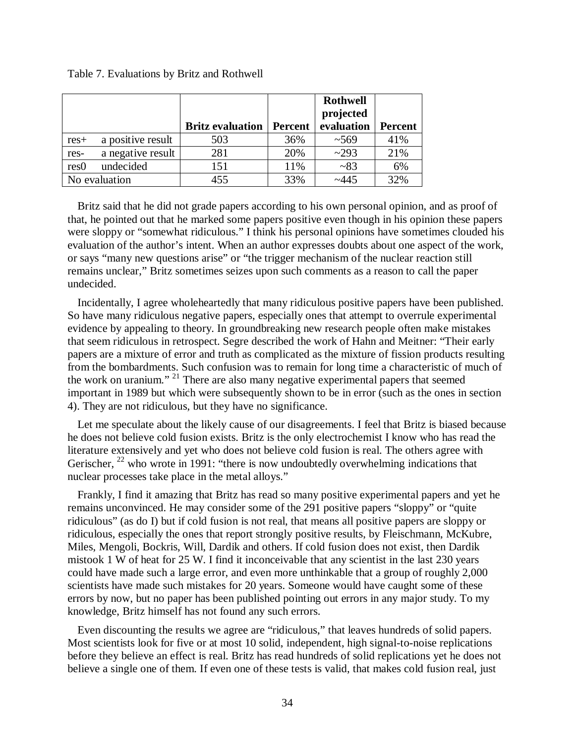Table 7. Evaluations by Britz and Rothwell

| | | Britz evaluation | Percent | Rothwell projected evaluation | Percent |
|---|---|---|---|---|---|
| res+ | a positive result | 503 | 36% | ~569 | 41% |
| res- | a negative result | 281 | 20% | ~293 | 21% |
| res0 | undecided | 151 | 11% | ~83 | 6% |
| No evaluation | | 455 | 33% | ~445 | 32% |

Britz said that he did not grade papers according to his own personal opinion, and as proof of that, he pointed out that he marked some papers positive even though in his opinion these papers were sloppy or "somewhat ridiculous." I think his personal opinions have sometimes clouded his evaluation of the author's intent. When an author expresses doubts about one aspect of the work, or says "many new questions arise" or "the trigger mechanism of the nuclear reaction still remains unclear," Britz sometimes seizes upon such comments as a reason to call the paper undecided.

Incidentally, I agree wholeheartedly that many ridiculous positive papers have been published. So have many ridiculous negative papers, especially ones that attempt to overrule experimental evidence by appealing to theory. In groundbreaking new research people often make mistakes that seem ridiculous in retrospect. Segre described the work of Hahn and Meitner: "Their early papers are a mixture of error and truth as complicated as the mixture of fission products resulting from the bombardments. Such confusion was to remain for long time a characteristic of much of the work on uranium." [21] There are also many negative experimental papers that seemed important in 1989 but which were subsequently shown to be in error (such as the ones in section 4). They are not ridiculous, but they have no significance.

Let me speculate about the likely cause of our disagreements. I feel that Britz is biased because he does not believe cold fusion exists. Britz is the only electrochemist I know who has read the literature extensively and yet who does not believe cold fusion is real. The others agree with Gerischer, [22] who wrote in 1991: "there is now undoubtedly overwhelming indications that nuclear processes take place in the metal alloys."

Frankly, I find it amazing that Britz has read so many positive experimental papers and yet he remains unconvinced. He may consider some of the 291 positive papers "sloppy" or "quite ridiculous" (as do I) but if cold fusion is not real, that means all positive papers are sloppy or ridiculous, especially the ones that report strongly positive results, by Fleischmann, McKubre, Miles, Mengoli, Bockris, Will, Dardik and others. If cold fusion does not exist, then Dardik mistook 1 W of heat for 25 W. I find it inconceivable that any scientist in the last 230 years could have made such a large error, and even more unthinkable that a group of roughly 2,000 scientists have made such mistakes for 20 years. Someone would have caught some of these errors by now, but no paper has been published pointing out errors in any major study. To my knowledge, Britz himself has not found any such errors.

Even discounting the results we agree are "ridiculous," that leaves hundreds of solid papers. Most scientists look for five or at most 10 solid, independent, high signal-to-noise replications before they believe an effect is real. Britz has read hundreds of solid replications yet he does not believe a single one of them. If even one of these tests is valid, that makes cold fusion real, just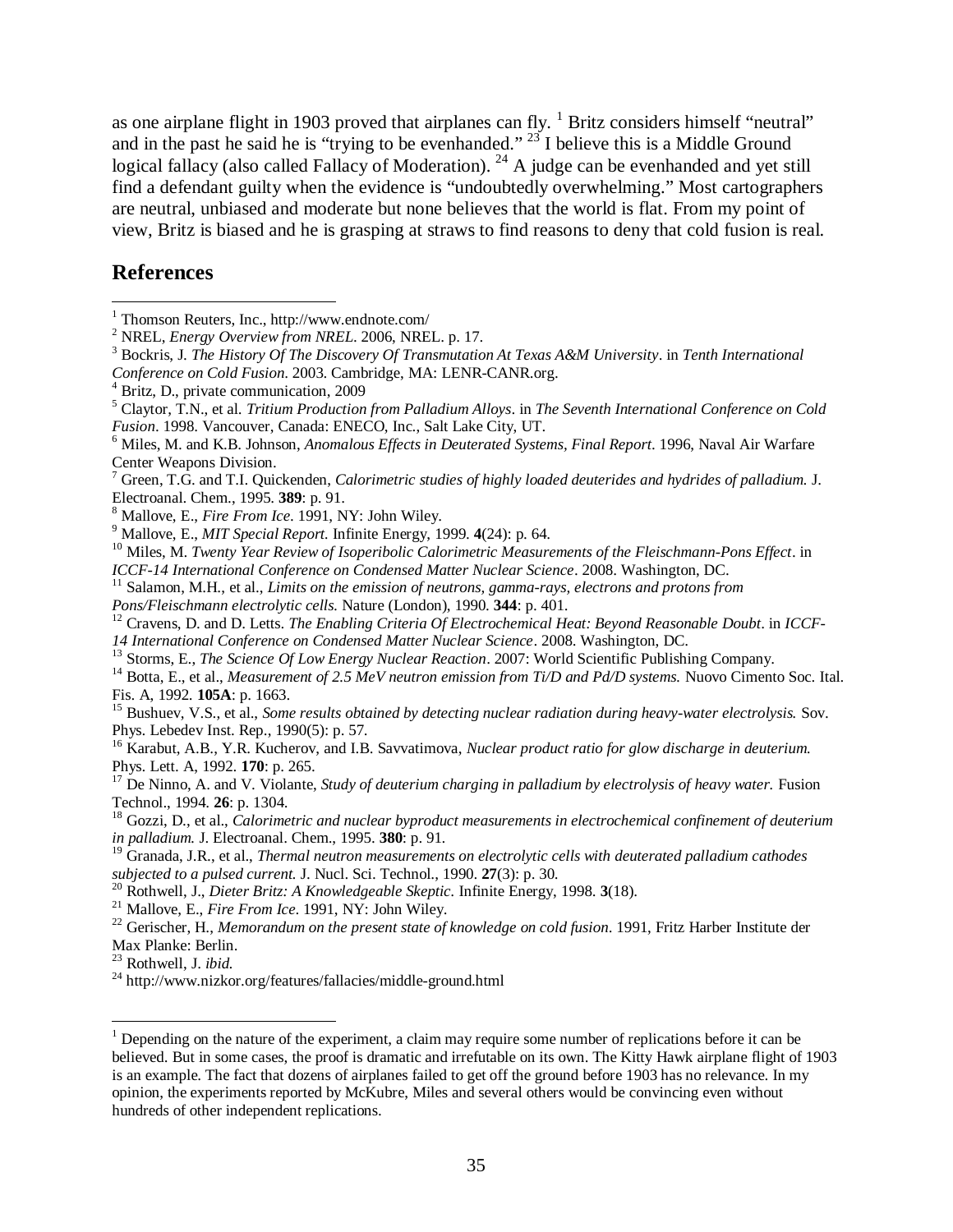as one airplane flight in 1903 proved that airplanes can fly. [1] Britz considers himself "neutral" and in the past he said he is "trying to be evenhanded." [23] I believe this is a Middle Ground logical fallacy (also called Fallacy of Moderation). [24] A judge can be evenhanded and yet still find a defendant guilty when the evidence is "undoubtedly overwhelming." Most cartographers are neutral, unbiased and moderate but none believes that the world is flat. From my point of view, Britz is biased and he is grasping at straws to find reasons to deny that cold fusion is real.

## References

[1] Thomson Reuters, Inc., http://www.endnote.com/

[2] NREL, *Energy Overview from NREL*. 2006, NREL. p. 17.

[3] Bockris, J. *The History Of The Discovery Of Transmutation At Texas A&M University*. in *Tenth International Conference on Cold Fusion*. 2003. Cambridge, MA: LENR-CANR.org.

[4] Britz, D., private communication, 2009

[5] Claytor, T.N., et al. *Tritium Production from Palladium Alloys*. in *The Seventh International Conference on Cold Fusion*. 1998. Vancouver, Canada: ENECO, Inc., Salt Lake City, UT.

[6] Miles, M. and K.B. Johnson, *Anomalous Effects in Deuterated Systems, Final Report*. 1996, Naval Air Warfare Center Weapons Division.

[7] Green, T.G. and T.I. Quickenden, *Calorimetric studies of highly loaded deuterides and hydrides of palladium.* J. Electroanal. Chem., 1995. **389**: p. 91.

[8] Mallove, E., *Fire From Ice*. 1991, NY: John Wiley.

[9] Mallove, E., *MIT Special Report.* Infinite Energy, 1999. **4**(24): p. 64.

[10] Miles, M. *Twenty Year Review of Isoperibolic Calorimetric Measurements of the Fleischmann-Pons Effect*. in *ICCF-14 International Conference on Condensed Matter Nuclear Science*. 2008. Washington, DC.

[11] Salamon, M.H., et al., *Limits on the emission of neutrons, gamma-rays, electrons and protons from Pons/Fleischmann electrolytic cells.* Nature (London), 1990. **344**: p. 401.

[12] Cravens, D. and D. Letts. *The Enabling Criteria Of Electrochemical Heat: Beyond Reasonable Doubt*. in *ICCF-14 International Conference on Condensed Matter Nuclear Science*. 2008. Washington, DC.

[13] Storms, E., *The Science Of Low Energy Nuclear Reaction*. 2007: World Scientific Publishing Company.

[14] Botta, E., et al., *Measurement of 2.5 MeV neutron emission from Ti/D and Pd/D systems.* Nuovo Cimento Soc. Ital. Fis. A, 1992. **105A**: p. 1663.

[15] Bushuev, V.S., et al., *Some results obtained by detecting nuclear radiation during heavy-water electrolysis.* Sov. Phys. Lebedev Inst. Rep., 1990(5): p. 57.

[16] Karabut, A.B., Y.R. Kucherov, and I.B. Savvatimova, *Nuclear product ratio for glow discharge in deuterium.* Phys. Lett. A, 1992. **170**: p. 265.

[17] De Ninno, A. and V. Violante, *Study of deuterium charging in palladium by electrolysis of heavy water.* Fusion Technol., 1994. **26**: p. 1304.

[18] Gozzi, D., et al., *Calorimetric and nuclear byproduct measurements in electrochemical confinement of deuterium in palladium.* J. Electroanal. Chem., 1995. **380**: p. 91.

[19] Granada, J.R., et al., *Thermal neutron measurements on electrolytic cells with deuterated palladium cathodes subjected to a pulsed current.* J. Nucl. Sci. Technol., 1990. **27**(3): p. 30.

[20] Rothwell, J., *Dieter Britz: A Knowledgeable Skeptic.* Infinite Energy, 1998. **3**(18).

[21] Mallove, E., *Fire From Ice*. 1991, NY: John Wiley.

[22] Gerischer, H., *Memorandum on the present state of knowledge on cold fusion*. 1991, Fritz Harber Institute der Max Planke: Berlin.

[23] Rothwell, J. *ibid.*

[24] http://www.nizkor.org/features/fallacies/middle-ground.html

---

[1] Depending on the nature of the experiment, a claim may require some number of replications before it can be believed. But in some cases, the proof is dramatic and irrefutable on its own. The Kitty Hawk airplane flight of 1903 is an example. The fact that dozens of airplanes failed to get off the ground before 1903 has no relevance. In my opinion, the experiments reported by McKubre, Miles and several others would be convincing even without hundreds of other independent replications.